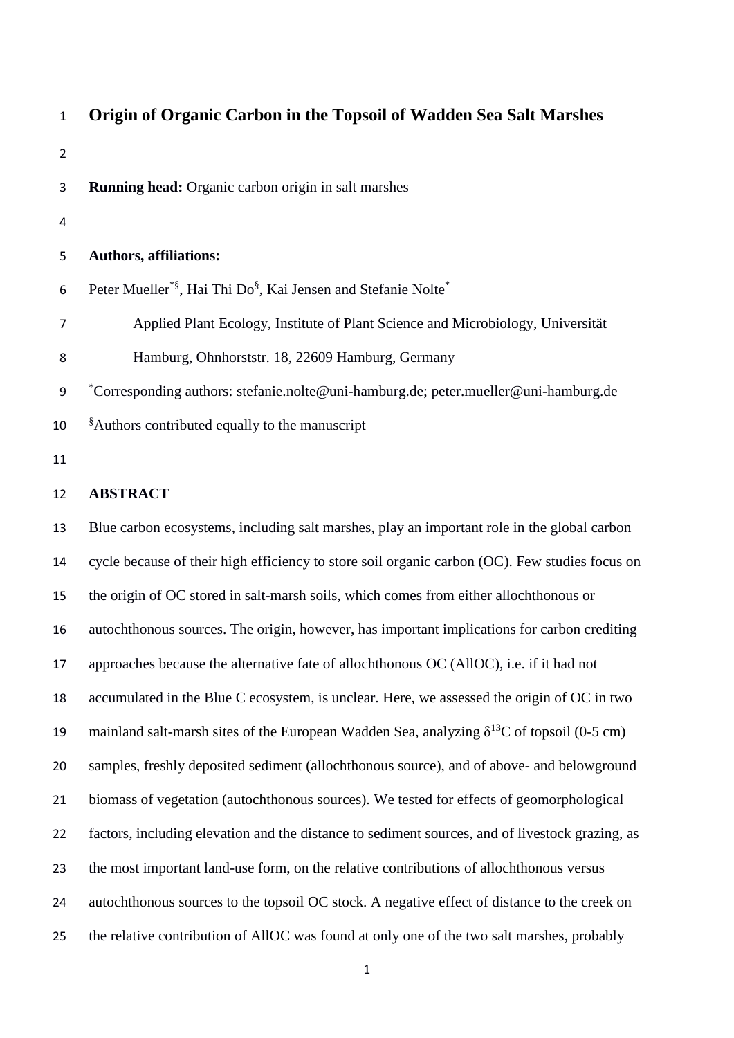# Origin of Organic Carbon in the Topsoil of Wadden Sea Salt Marshes

**Running head:** Organic carbon origin in salt marshes

**Authors, affiliations:**

Peter Mueller[*§], Hai Thi Do[§], Kai Jensen and Stefanie Nolte[*]

Applied Plant Ecology, Institute of Plant Science and Microbiology, Universität Hamburg, Ohnhorststr. 18, 22609 Hamburg, Germany

[*]Corresponding authors: stefanie.nolte@uni-hamburg.de; peter.mueller@uni-hamburg.de

[§]Authors contributed equally to the manuscript

## ABSTRACT

Blue carbon ecosystems, including salt marshes, play an important role in the global carbon cycle because of their high efficiency to store soil organic carbon (OC). Few studies focus on the origin of OC stored in salt-marsh soils, which comes from either allochthonous or autochthonous sources. The origin, however, has important implications for carbon crediting approaches because the alternative fate of allochthonous OC (AllOC), i.e. if it had not accumulated in the Blue C ecosystem, is unclear. Here, we assessed the origin of OC in two mainland salt-marsh sites of the European Wadden Sea, analyzing $\delta^{13}C$ of topsoil (0-5 cm) samples, freshly deposited sediment (allochthonous source), and of above- and belowground biomass of vegetation (autochthonous sources). We tested for effects of geomorphological factors, including elevation and the distance to sediment sources, and of livestock grazing, as the most important land-use form, on the relative contributions of allochthonous versus autochthonous sources to the topsoil OC stock. A negative effect of distance to the creek on the relative contribution of AllOC was found at only one of the two salt marshes, probably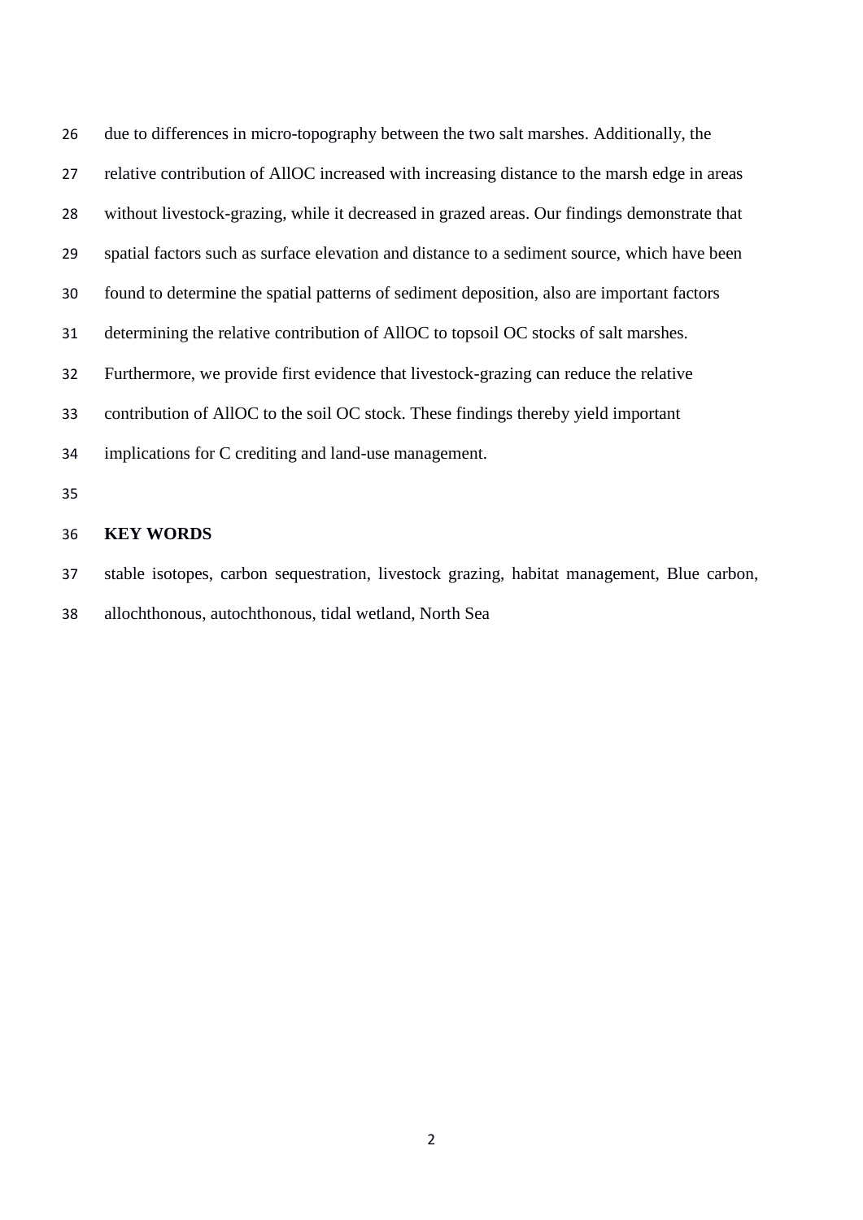due to differences in micro-topography between the two salt marshes. Additionally, the relative contribution of AllOC increased with increasing distance to the marsh edge in areas without livestock-grazing, while it decreased in grazed areas. Our findings demonstrate that spatial factors such as surface elevation and distance to a sediment source, which have been found to determine the spatial patterns of sediment deposition, also are important factors determining the relative contribution of AllOC to topsoil OC stocks of salt marshes. Furthermore, we provide first evidence that livestock-grazing can reduce the relative contribution of AllOC to the soil OC stock. These findings thereby yield important implications for C crediting and land-use management.

**KEY WORDS**

stable isotopes, carbon sequestration, livestock grazing, habitat management, Blue carbon, allochthonous, autochthonous, tidal wetland, North Sea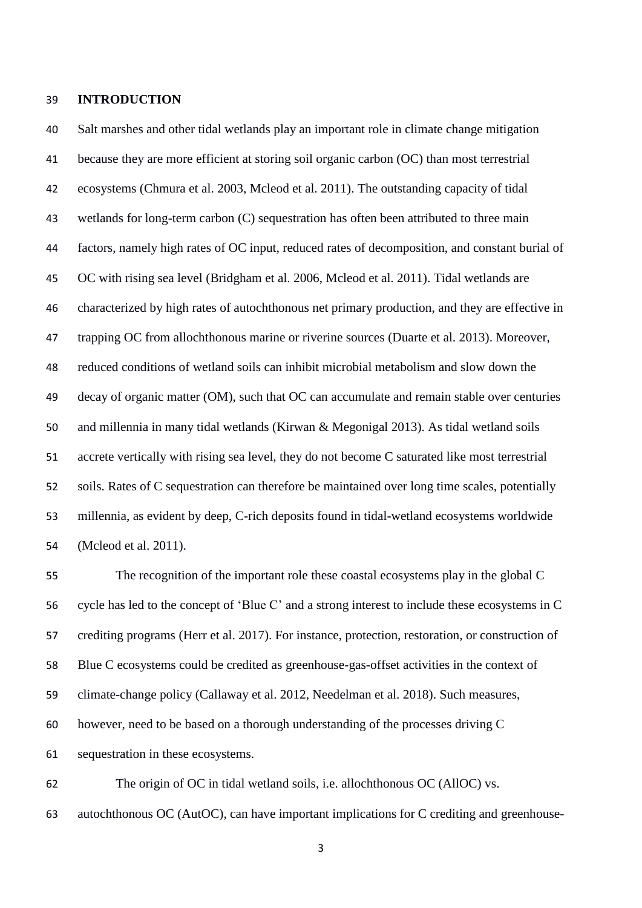## INTRODUCTION

Salt marshes and other tidal wetlands play an important role in climate change mitigation because they are more efficient at storing soil organic carbon (OC) than most terrestrial ecosystems (Chmura et al. 2003, Mcleod et al. 2011). The outstanding capacity of tidal wetlands for long-term carbon (C) sequestration has often been attributed to three main factors, namely high rates of OC input, reduced rates of decomposition, and constant burial of OC with rising sea level (Bridgham et al. 2006, Mcleod et al. 2011). Tidal wetlands are characterized by high rates of autochthonous net primary production, and they are effective in trapping OC from allochthonous marine or riverine sources (Duarte et al. 2013). Moreover, reduced conditions of wetland soils can inhibit microbial metabolism and slow down the decay of organic matter (OM), such that OC can accumulate and remain stable over centuries and millennia in many tidal wetlands (Kirwan & Megonigal 2013). As tidal wetland soils accrete vertically with rising sea level, they do not become C saturated like most terrestrial soils. Rates of C sequestration can therefore be maintained over long time scales, potentially millennia, as evident by deep, C-rich deposits found in tidal-wetland ecosystems worldwide (Mcleod et al. 2011).

The recognition of the important role these coastal ecosystems play in the global C cycle has led to the concept of 'Blue C' and a strong interest to include these ecosystems in C crediting programs (Herr et al. 2017). For instance, protection, restoration, or construction of Blue C ecosystems could be credited as greenhouse-gas-offset activities in the context of climate-change policy (Callaway et al. 2012, Needelman et al. 2018). Such measures, however, need to be based on a thorough understanding of the processes driving C sequestration in these ecosystems.

The origin of OC in tidal wetland soils, i.e. allochthonous OC (AllOC) vs. autochthonous OC (AutOC), can have important implications for C crediting and greenhouse-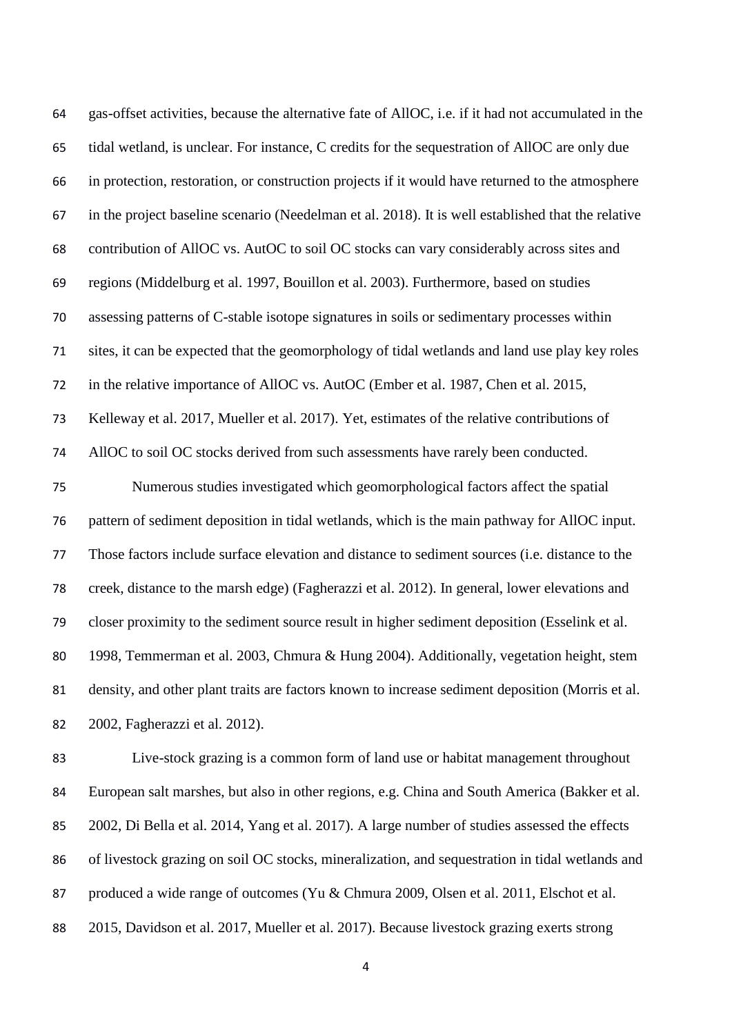gas-offset activities, because the alternative fate of AllOC, i.e. if it had not accumulated in the tidal wetland, is unclear. For instance, C credits for the sequestration of AllOC are only due in protection, restoration, or construction projects if it would have returned to the atmosphere in the project baseline scenario (Needelman et al. 2018). It is well established that the relative contribution of AllOC vs. AutOC to soil OC stocks can vary considerably across sites and regions (Middelburg et al. 1997, Bouillon et al. 2003). Furthermore, based on studies assessing patterns of C-stable isotope signatures in soils or sedimentary processes within sites, it can be expected that the geomorphology of tidal wetlands and land use play key roles in the relative importance of AllOC vs. AutOC (Ember et al. 1987, Chen et al. 2015, Kelleway et al. 2017, Mueller et al. 2017). Yet, estimates of the relative contributions of AllOC to soil OC stocks derived from such assessments have rarely been conducted.

Numerous studies investigated which geomorphological factors affect the spatial pattern of sediment deposition in tidal wetlands, which is the main pathway for AllOC input. Those factors include surface elevation and distance to sediment sources (i.e. distance to the creek, distance to the marsh edge) (Fagherazzi et al. 2012). In general, lower elevations and closer proximity to the sediment source result in higher sediment deposition (Esselink et al. 1998, Temmerman et al. 2003, Chmura & Hung 2004). Additionally, vegetation height, stem density, and other plant traits are factors known to increase sediment deposition (Morris et al. 2002, Fagherazzi et al. 2012).

Live-stock grazing is a common form of land use or habitat management throughout European salt marshes, but also in other regions, e.g. China and South America (Bakker et al. 2002, Di Bella et al. 2014, Yang et al. 2017). A large number of studies assessed the effects of livestock grazing on soil OC stocks, mineralization, and sequestration in tidal wetlands and produced a wide range of outcomes (Yu & Chmura 2009, Olsen et al. 2011, Elschot et al. 2015, Davidson et al. 2017, Mueller et al. 2017). Because livestock grazing exerts strong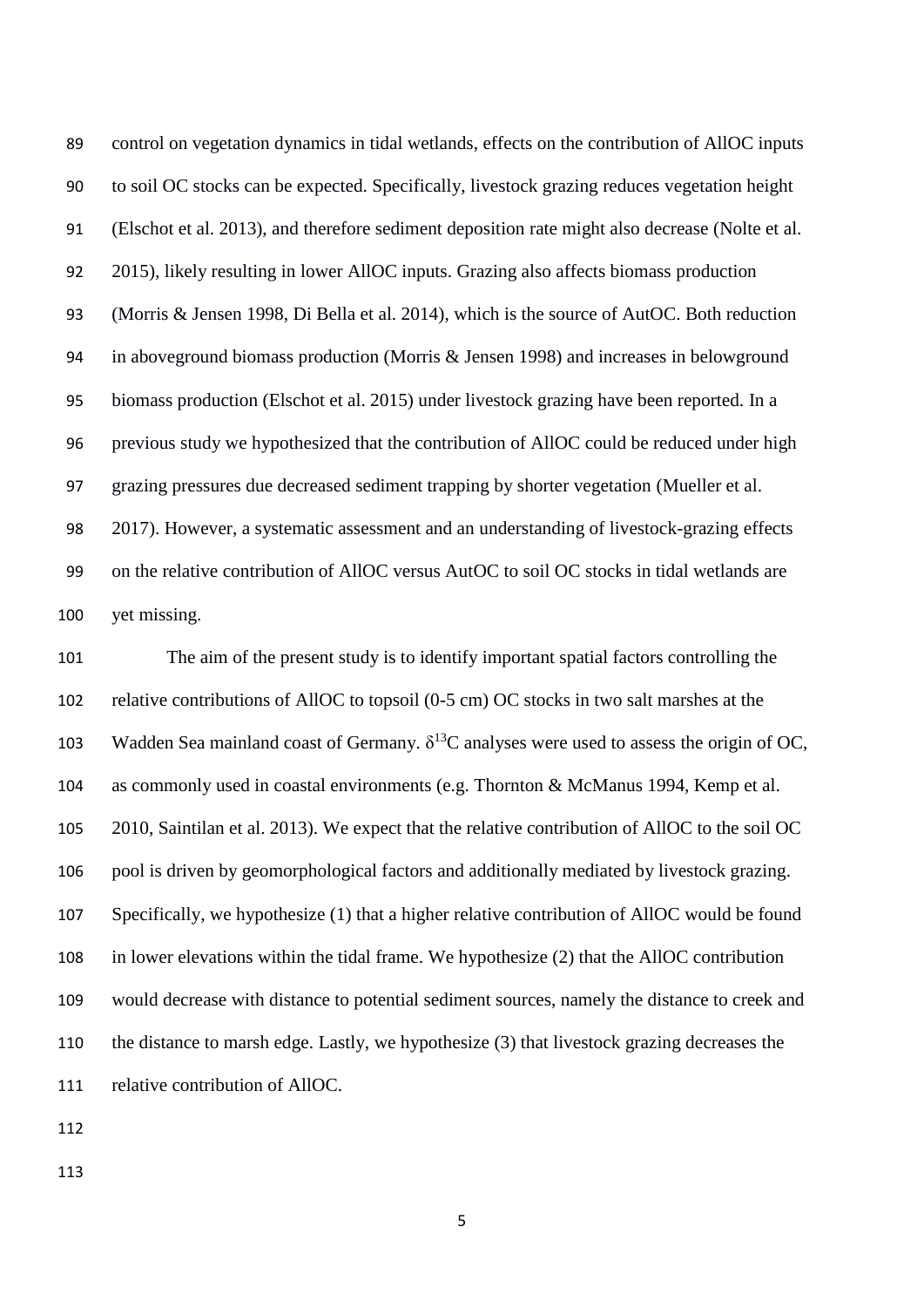control on vegetation dynamics in tidal wetlands, effects on the contribution of AllOC inputs to soil OC stocks can be expected. Specifically, livestock grazing reduces vegetation height (Elschot et al. 2013), and therefore sediment deposition rate might also decrease (Nolte et al. 2015), likely resulting in lower AllOC inputs. Grazing also affects biomass production (Morris & Jensen 1998, Di Bella et al. 2014), which is the source of AutOC. Both reduction in aboveground biomass production (Morris & Jensen 1998) and increases in belowground biomass production (Elschot et al. 2015) under livestock grazing have been reported. In a previous study we hypothesized that the contribution of AllOC could be reduced under high grazing pressures due decreased sediment trapping by shorter vegetation (Mueller et al. 2017). However, a systematic assessment and an understanding of livestock-grazing effects on the relative contribution of AllOC versus AutOC to soil OC stocks in tidal wetlands are yet missing.

The aim of the present study is to identify important spatial factors controlling the relative contributions of AllOC to topsoil (0-5 cm) OC stocks in two salt marshes at the Wadden Sea mainland coast of Germany. $\delta^{13}C$ analyses were used to assess the origin of OC, as commonly used in coastal environments (e.g. Thornton & McManus 1994, Kemp et al. 2010, Saintilan et al. 2013). We expect that the relative contribution of AllOC to the soil OC pool is driven by geomorphological factors and additionally mediated by livestock grazing. Specifically, we hypothesize (1) that a higher relative contribution of AllOC would be found in lower elevations within the tidal frame. We hypothesize (2) that the AllOC contribution would decrease with distance to potential sediment sources, namely the distance to creek and the distance to marsh edge. Lastly, we hypothesize (3) that livestock grazing decreases the relative contribution of AllOC.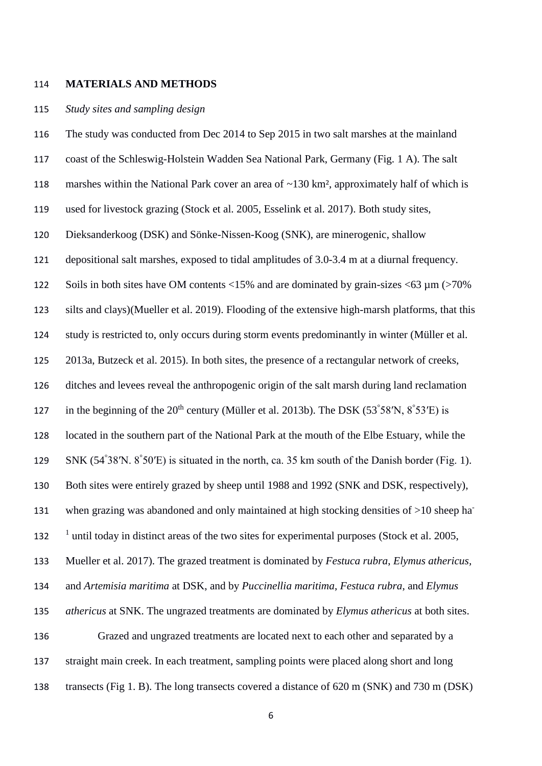## MATERIALS AND METHODS

*Study sites and sampling design*

The study was conducted from Dec 2014 to Sep 2015 in two salt marshes at the mainland coast of the Schleswig-Holstein Wadden Sea National Park, Germany (Fig. 1 A). The salt marshes within the National Park cover an area of ~130 km², approximately half of which is used for livestock grazing (Stock et al. 2005, Esselink et al. 2017). Both study sites, Dieksanderkoog (DSK) and Sönke-Nissen-Koog (SNK), are minerogenic, shallow depositional salt marshes, exposed to tidal amplitudes of 3.0-3.4 m at a diurnal frequency. Soils in both sites have OM contents <15% and are dominated by grain-sizes <63 µm (>70% silts and clays)(Mueller et al. 2019). Flooding of the extensive high-marsh platforms, that this study is restricted to, only occurs during storm events predominantly in winter (Müller et al. 2013a, Butzeck et al. 2015). In both sites, the presence of a rectangular network of creeks, ditches and levees reveal the anthropogenic origin of the salt marsh during land reclamation in the beginning of the 20th century (Müller et al. 2013b). The DSK (53°58′N, 8°53′E) is located in the southern part of the National Park at the mouth of the Elbe Estuary, while the SNK (54°38′N. 8°50′E) is situated in the north, ca. 35 km south of the Danish border (Fig. 1). Both sites were entirely grazed by sheep until 1988 and 1992 (SNK and DSK, respectively), when grazing was abandoned and only maintained at high stocking densities of >10 sheep ha$^{-1}$ until today in distinct areas of the two sites for experimental purposes (Stock et al. 2005, Mueller et al. 2017). The grazed treatment is dominated by *Festuca rubra*, *Elymus athericus*, and *Artemisia maritima* at DSK, and by *Puccinellia maritima*, *Festuca rubra*, and *Elymus athericus* at SNK. The ungrazed treatments are dominated by *Elymus athericus* at both sites.

Grazed and ungrazed treatments are located next to each other and separated by a straight main creek. In each treatment, sampling points were placed along short and long transects (Fig 1. B). The long transects covered a distance of 620 m (SNK) and 730 m (DSK)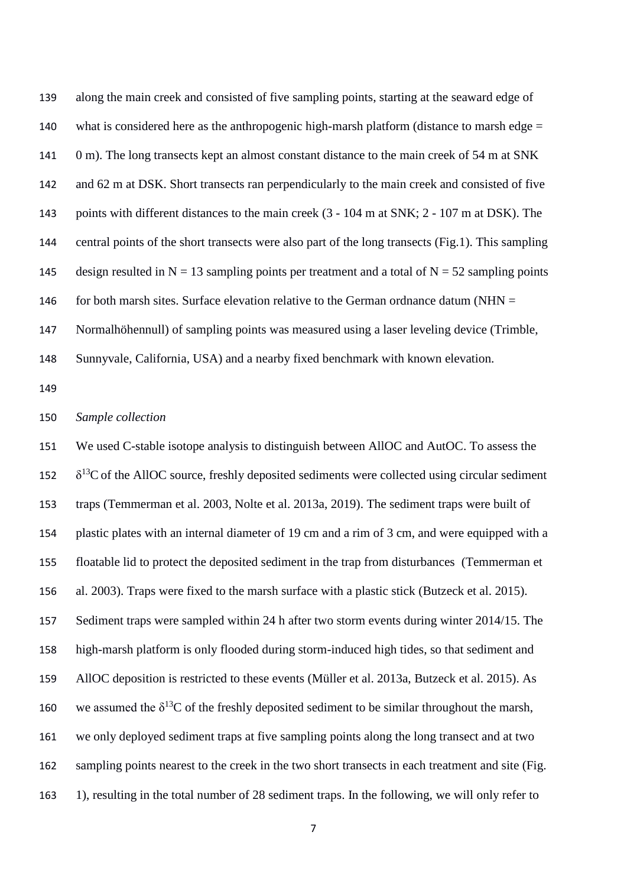along the main creek and consisted of five sampling points, starting at the seaward edge of what is considered here as the anthropogenic high-marsh platform (distance to marsh edge = 0 m). The long transects kept an almost constant distance to the main creek of 54 m at SNK and 62 m at DSK. Short transects ran perpendicularly to the main creek and consisted of five points with different distances to the main creek (3 - 104 m at SNK; 2 - 107 m at DSK). The central points of the short transects were also part of the long transects (Fig.1). This sampling design resulted in N = 13 sampling points per treatment and a total of N = 52 sampling points for both marsh sites. Surface elevation relative to the German ordnance datum (NHN = Normalhöhennull) of sampling points was measured using a laser leveling device (Trimble, Sunnyvale, California, USA) and a nearby fixed benchmark with known elevation.

*Sample collection*

We used C-stable isotope analysis to distinguish between AllOC and AutOC. To assess the $\delta^{13}C$ of the AllOC source, freshly deposited sediments were collected using circular sediment traps (Temmerman et al. 2003, Nolte et al. 2013a, 2019). The sediment traps were built of plastic plates with an internal diameter of 19 cm and a rim of 3 cm, and were equipped with a floatable lid to protect the deposited sediment in the trap from disturbances (Temmerman et al. 2003). Traps were fixed to the marsh surface with a plastic stick (Butzeck et al. 2015). Sediment traps were sampled within 24 h after two storm events during winter 2014/15. The high-marsh platform is only flooded during storm-induced high tides, so that sediment and AllOC deposition is restricted to these events (Müller et al. 2013a, Butzeck et al. 2015). As we assumed the $\delta^{13}C$ of the freshly deposited sediment to be similar throughout the marsh, we only deployed sediment traps at five sampling points along the long transect and at two sampling points nearest to the creek in the two short transects in each treatment and site (Fig. 1), resulting in the total number of 28 sediment traps. In the following, we will only refer to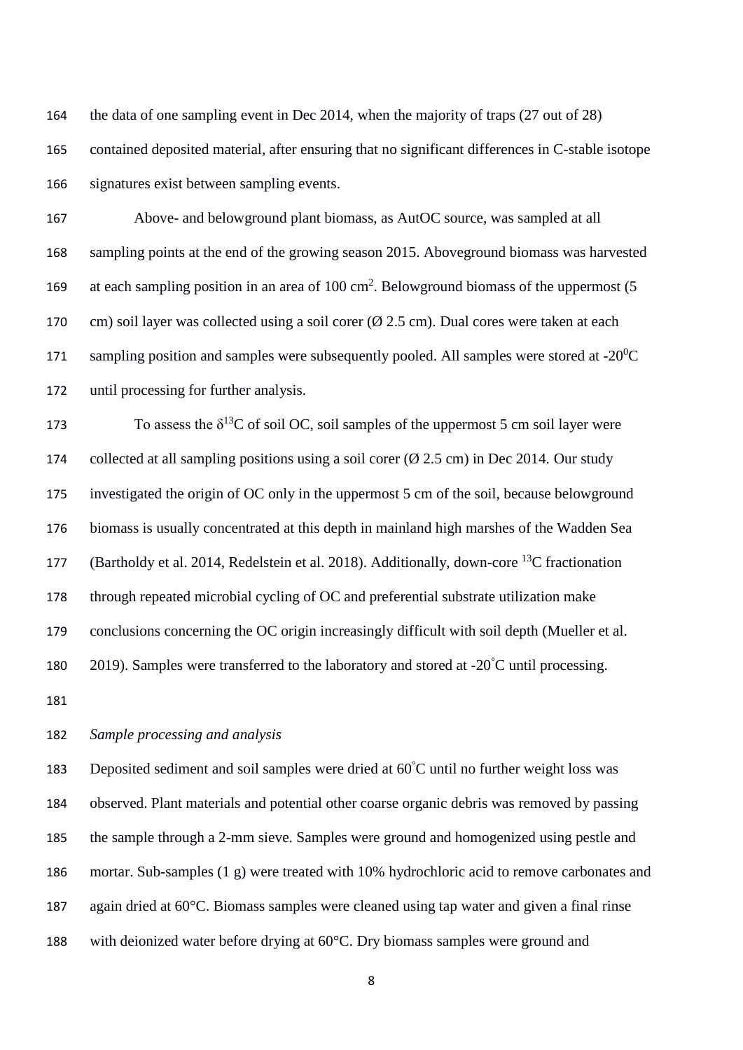the data of one sampling event in Dec 2014, when the majority of traps (27 out of 28) contained deposited material, after ensuring that no significant differences in C-stable isotope signatures exist between sampling events.

Above- and belowground plant biomass, as AutOC source, was sampled at all sampling points at the end of the growing season 2015. Aboveground biomass was harvested at each sampling position in an area of 100 $cm^2$. Belowground biomass of the uppermost (5 cm) soil layer was collected using a soil corer (Ø 2.5 cm). Dual cores were taken at each sampling position and samples were subsequently pooled. All samples were stored at -20$^0$C until processing for further analysis.

To assess the $\delta^{13}C$ of soil OC, soil samples of the uppermost 5 cm soil layer were collected at all sampling positions using a soil corer (Ø 2.5 cm) in Dec 2014. Our study investigated the origin of OC only in the uppermost 5 cm of the soil, because belowground biomass is usually concentrated at this depth in mainland high marshes of the Wadden Sea (Bartholdy et al. 2014, Redelstein et al. 2018). Additionally, down-core $^{13}C$ fractionation through repeated microbial cycling of OC and preferential substrate utilization make conclusions concerning the OC origin increasingly difficult with soil depth (Mueller et al. 2019). Samples were transferred to the laboratory and stored at -20°C until processing.

*Sample processing and analysis*

Deposited sediment and soil samples were dried at 60°C until no further weight loss was observed. Plant materials and potential other coarse organic debris was removed by passing the sample through a 2-mm sieve. Samples were ground and homogenized using pestle and mortar. Sub-samples (1 g) were treated with 10% hydrochloric acid to remove carbonates and again dried at 60°C. Biomass samples were cleaned using tap water and given a final rinse with deionized water before drying at 60°C. Dry biomass samples were ground and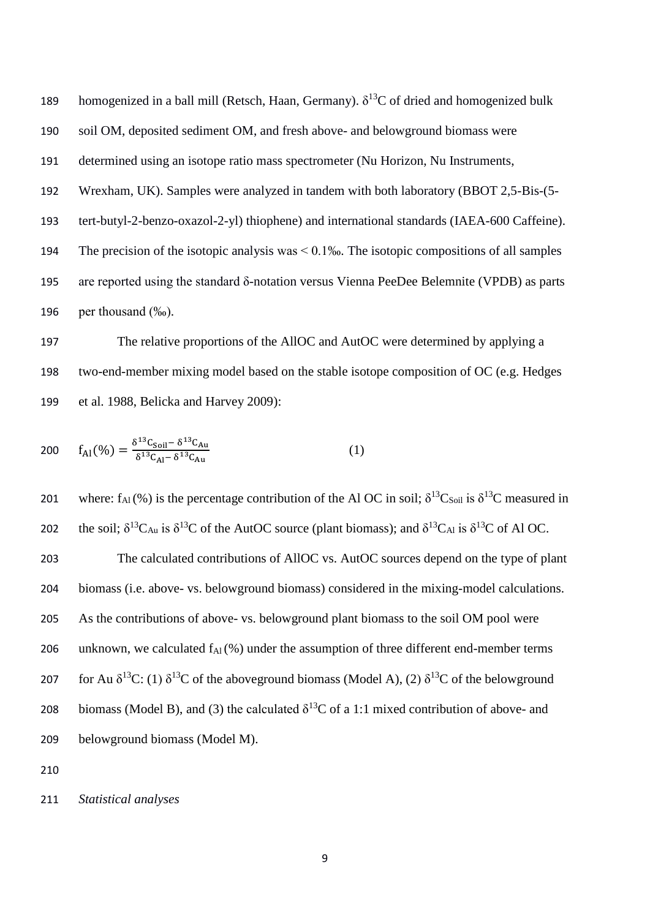homogenized in a ball mill (Retsch, Haan, Germany). $\delta^{13}C$ of dried and homogenized bulk soil OM, deposited sediment OM, and fresh above- and belowground biomass were determined using an isotope ratio mass spectrometer (Nu Horizon, Nu Instruments, Wrexham, UK). Samples were analyzed in tandem with both laboratory (BBOT 2,5-Bis-(5-tert-butyl-2-benzo-oxazol-2-yl) thiophene) and international standards (IAEA-600 Caffeine). The precision of the isotopic analysis was < 0.1‰. The isotopic compositions of all samples are reported using the standard δ-notation versus Vienna PeeDee Belemnite (VPDB) as parts per thousand (‰).

The relative proportions of the AllOC and AutOC were determined by applying a two-end-member mixing model based on the stable isotope composition of OC (e.g. Hedges et al. 1988, Belicka and Harvey 2009):

$$f_{Al}(\%) = \frac{\delta^{13}C_{Soil} - \delta^{13}C_{Au}}{\delta^{13}C_{Al} - \delta^{13}C_{Au}} \qquad (1)$$

where: $f_{Al}$ (%) is the percentage contribution of the Al OC in soil; $\delta^{13}C_{Soil}$ is $\delta^{13}C$ measured in the soil; $\delta^{13}C_{Au}$ is $\delta^{13}C$ of the AutOC source (plant biomass); and $\delta^{13}C_{Al}$ is $\delta^{13}C$ of Al OC.

The calculated contributions of AllOC vs. AutOC sources depend on the type of plant biomass (i.e. above- vs. belowground biomass) considered in the mixing-model calculations. As the contributions of above- vs. belowground plant biomass to the soil OM pool were unknown, we calculated $f_{Al}$ (%) under the assumption of three different end-member terms for Au $\delta^{13}C$: (1) $\delta^{13}C$ of the aboveground biomass (Model A), (2) $\delta^{13}C$ of the belowground biomass (Model B), and (3) the calculated $\delta^{13}C$ of a 1:1 mixed contribution of above- and belowground biomass (Model M).

*Statistical analyses*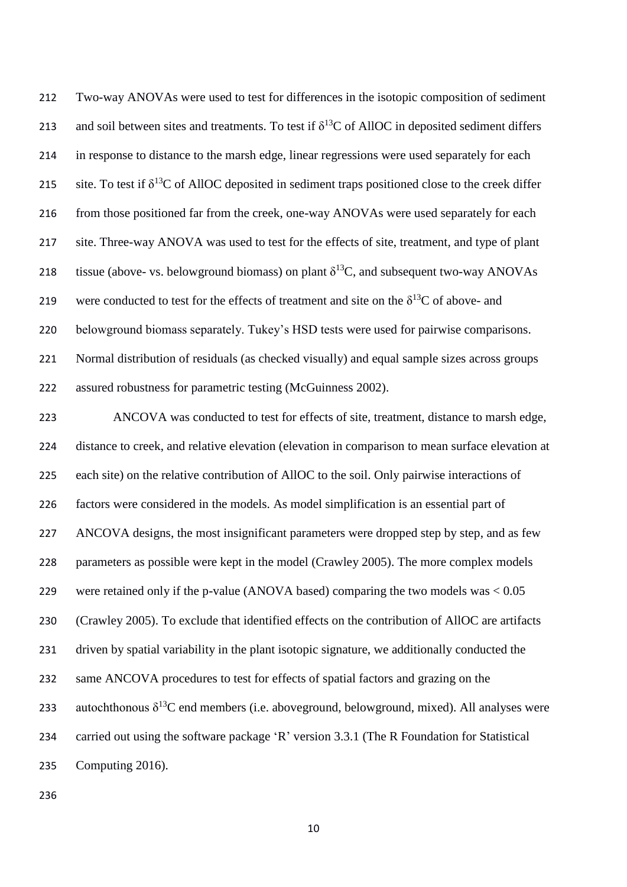Two-way ANOVAs were used to test for differences in the isotopic composition of sediment and soil between sites and treatments. To test if $\delta^{13}C$ of AllOC in deposited sediment differs in response to distance to the marsh edge, linear regressions were used separately for each site. To test if $\delta^{13}C$ of AllOC deposited in sediment traps positioned close to the creek differ from those positioned far from the creek, one-way ANOVAs were used separately for each site. Three-way ANOVA was used to test for the effects of site, treatment, and type of plant tissue (above- vs. belowground biomass) on plant $\delta^{13}C$, and subsequent two-way ANOVAs were conducted to test for the effects of treatment and site on the $\delta^{13}C$ of above- and belowground biomass separately. Tukey's HSD tests were used for pairwise comparisons. Normal distribution of residuals (as checked visually) and equal sample sizes across groups assured robustness for parametric testing (McGuinness 2002).

ANCOVA was conducted to test for effects of site, treatment, distance to marsh edge, distance to creek, and relative elevation (elevation in comparison to mean surface elevation at each site) on the relative contribution of AllOC to the soil. Only pairwise interactions of factors were considered in the models. As model simplification is an essential part of ANCOVA designs, the most insignificant parameters were dropped step by step, and as few parameters as possible were kept in the model (Crawley 2005). The more complex models were retained only if the p-value (ANOVA based) comparing the two models was $< 0.05$ (Crawley 2005). To exclude that identified effects on the contribution of AllOC are artifacts driven by spatial variability in the plant isotopic signature, we additionally conducted the same ANCOVA procedures to test for effects of spatial factors and grazing on the autochthonous $\delta^{13}C$ end members (i.e. aboveground, belowground, mixed). All analyses were carried out using the software package 'R' version 3.3.1 (The R Foundation for Statistical Computing 2016).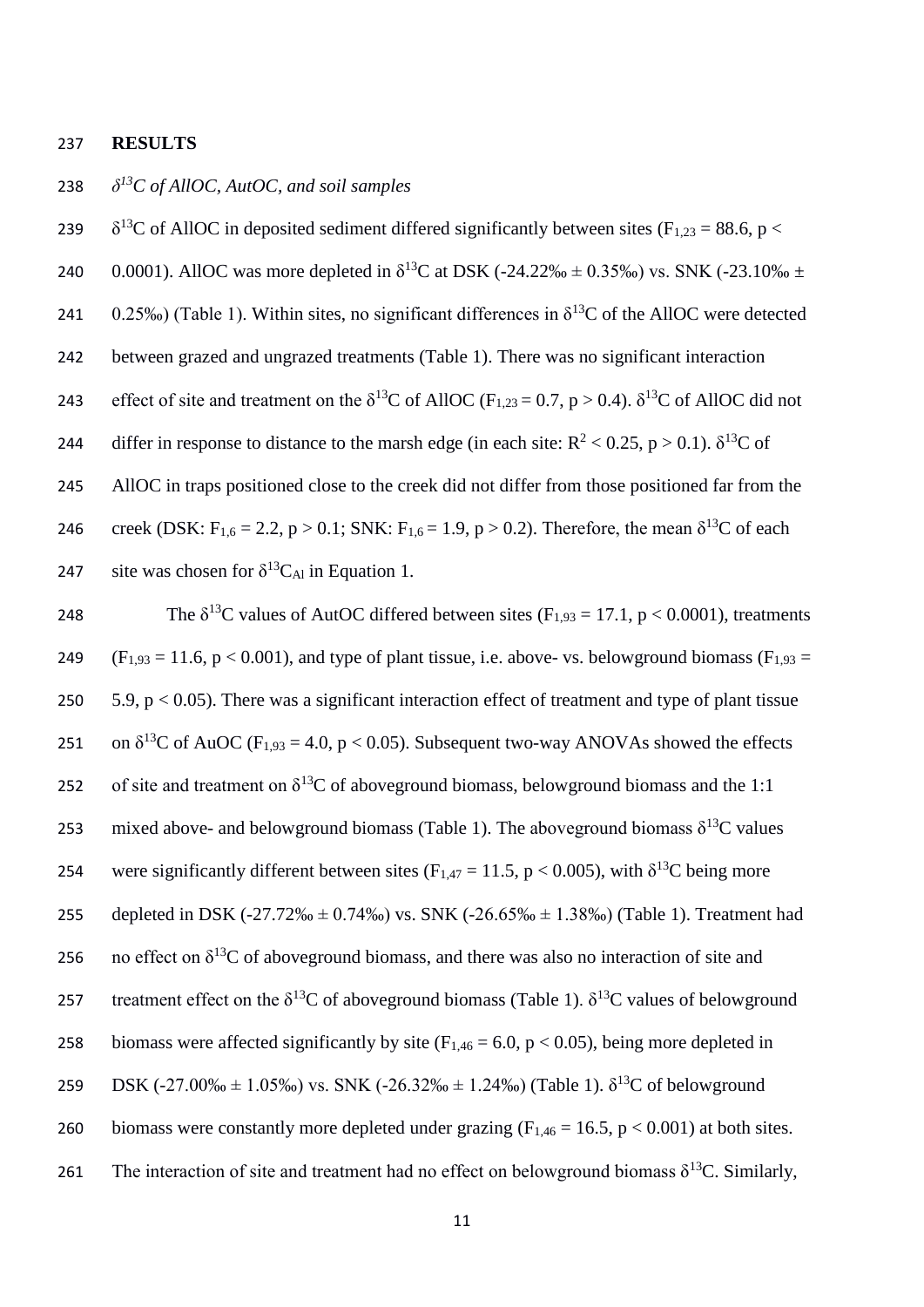## RESULTS

### *$\delta^{13}C$ of AllOC, AutOC, and soil samples*

$\delta^{13}C$ of AllOC in deposited sediment differed significantly between sites ($F_{1,23} = 88.6$, $p < 0.0001$). AllOC was more depleted in $\delta^{13}C$ at DSK (-24.22‰ ± 0.35‰) vs. SNK (-23.10‰ ± 0.25‰) (Table 1). Within sites, no significant differences in $\delta^{13}C$ of the AllOC were detected between grazed and ungrazed treatments (Table 1). There was no significant interaction effect of site and treatment on the $\delta^{13}C$ of AllOC ($F_{1,23} = 0.7$, $p > 0.4$). $\delta^{13}C$ of AllOC did not differ in response to distance to the marsh edge (in each site: $R^2 < 0.25$, $p > 0.1$). $\delta^{13}C$ of AllOC in traps positioned close to the creek did not differ from those positioned far from the creek (DSK: $F_{1,6} = 2.2$, $p > 0.1$; SNK: $F_{1,6} = 1.9$, $p > 0.2$). Therefore, the mean $\delta^{13}C$ of each site was chosen for $\delta^{13}C_{Al}$ in Equation 1.

The $\delta^{13}C$ values of AutOC differed between sites ($F_{1,93} = 17.1$, $p < 0.0001$), treatments ($F_{1,93} = 11.6$, $p < 0.001$), and type of plant tissue, i.e. above- vs. belowground biomass ($F_{1,93} = 5.9$, $p < 0.05$). There was a significant interaction effect of treatment and type of plant tissue on $\delta^{13}C$ of AuOC ($F_{1,93} = 4.0$, $p < 0.05$). Subsequent two-way ANOVAs showed the effects of site and treatment on $\delta^{13}C$ of aboveground biomass, belowground biomass and the 1:1 mixed above- and belowground biomass (Table 1). The aboveground biomass $\delta^{13}C$ values were significantly different between sites ($F_{1,47} = 11.5$, $p < 0.005$), with $\delta^{13}C$ being more depleted in DSK (-27.72‰ ± 0.74‰) vs. SNK (-26.65‰ ± 1.38‰) (Table 1). Treatment had no effect on $\delta^{13}C$ of aboveground biomass, and there was also no interaction of site and treatment effect on the $\delta^{13}C$ of aboveground biomass (Table 1). $\delta^{13}C$ values of belowground biomass were affected significantly by site ($F_{1,46} = 6.0$, $p < 0.05$), being more depleted in DSK (-27.00‰ ± 1.05‰) vs. SNK (-26.32‰ ± 1.24‰) (Table 1). $\delta^{13}C$ of belowground biomass were constantly more depleted under grazing ($F_{1,46} = 16.5$, $p < 0.001$) at both sites. The interaction of site and treatment had no effect on belowground biomass $\delta^{13}C$. Similarly,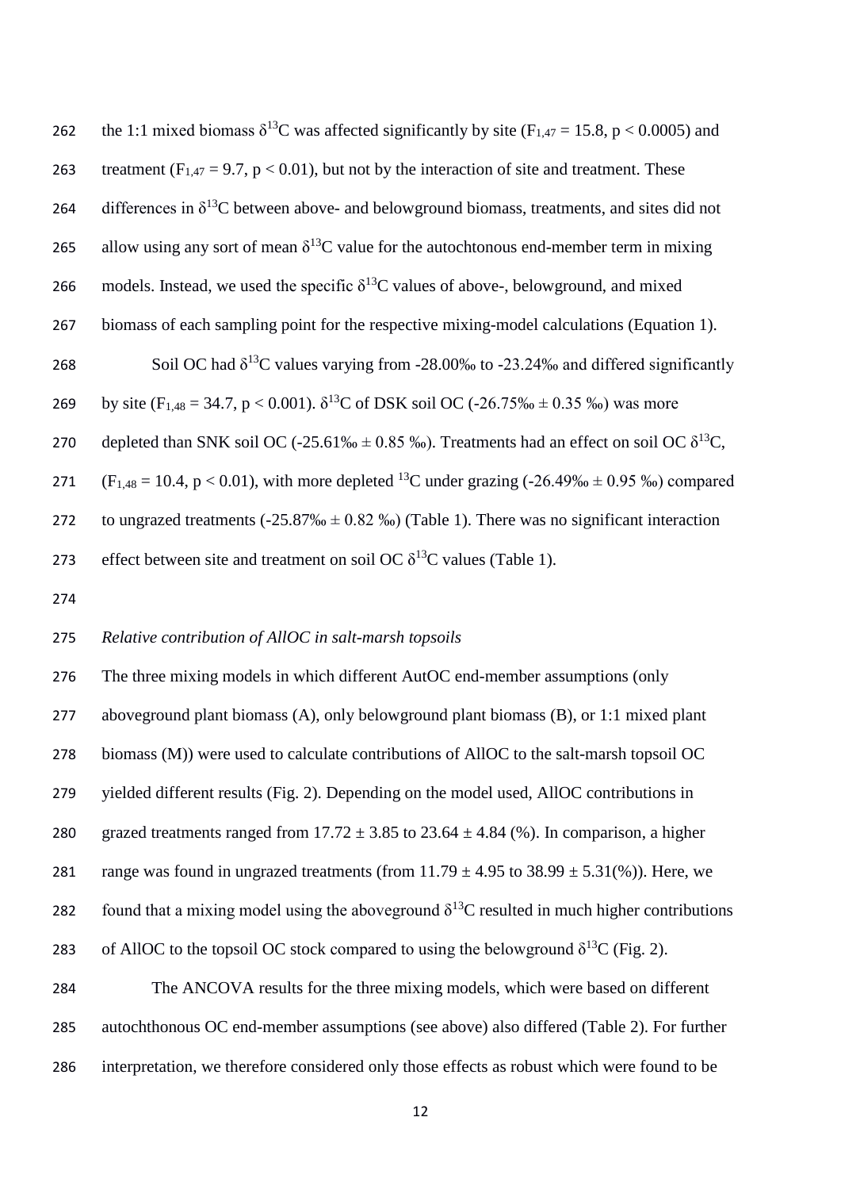the 1:1 mixed biomass $\delta^{13}C$ was affected significantly by site ($F_{1,47} = 15.8$, $p < 0.0005$) and treatment ($F_{1,47} = 9.7$, $p < 0.01$), but not by the interaction of site and treatment. These differences in $\delta^{13}C$ between above- and belowground biomass, treatments, and sites did not allow using any sort of mean $\delta^{13}C$ value for the autochtonous end-member term in mixing models. Instead, we used the specific $\delta^{13}C$ values of above-, belowground, and mixed biomass of each sampling point for the respective mixing-model calculations (Equation 1).

Soil OC had $\delta^{13}C$ values varying from -28.00‰ to -23.24‰ and differed significantly by site ($F_{1,48} = 34.7$, $p < 0.001$). $\delta^{13}C$ of DSK soil OC (-26.75‰ ± 0.35 ‰) was more depleted than SNK soil OC (-25.61‰ ± 0.85 ‰). Treatments had an effect on soil OC $\delta^{13}C$, ($F_{1,48} = 10.4$, $p < 0.01$), with more depleted $^{13}C$ under grazing (-26.49‰ ± 0.95 ‰) compared to ungrazed treatments (-25.87‰ ± 0.82 ‰) (Table 1). There was no significant interaction effect between site and treatment on soil OC $\delta^{13}C$ values (Table 1).

*Relative contribution of AllOC in salt-marsh topsoils*

The three mixing models in which different AutOC end-member assumptions (only aboveground plant biomass (A), only belowground plant biomass (B), or 1:1 mixed plant biomass (M)) were used to calculate contributions of AllOC to the salt-marsh topsoil OC yielded different results (Fig. 2). Depending on the model used, AllOC contributions in grazed treatments ranged from 17.72 ± 3.85 to 23.64 ± 4.84 (%). In comparison, a higher range was found in ungrazed treatments (from 11.79 ± 4.95 to 38.99 ± 5.31(%)). Here, we found that a mixing model using the aboveground $\delta^{13}C$ resulted in much higher contributions of AllOC to the topsoil OC stock compared to using the belowground $\delta^{13}C$ (Fig. 2).

The ANCOVA results for the three mixing models, which were based on different autochthonous OC end-member assumptions (see above) also differed (Table 2). For further interpretation, we therefore considered only those effects as robust which were found to be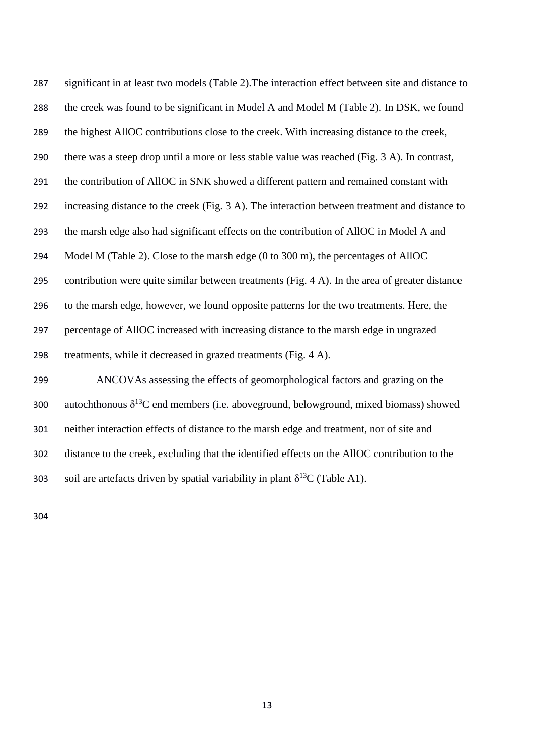significant in at least two models (Table 2).The interaction effect between site and distance to the creek was found to be significant in Model A and Model M (Table 2). In DSK, we found the highest AllOC contributions close to the creek. With increasing distance to the creek, there was a steep drop until a more or less stable value was reached (Fig. 3 A). In contrast, the contribution of AllOC in SNK showed a different pattern and remained constant with increasing distance to the creek (Fig. 3 A). The interaction between treatment and distance to the marsh edge also had significant effects on the contribution of AllOC in Model A and Model M (Table 2). Close to the marsh edge (0 to 300 m), the percentages of AllOC contribution were quite similar between treatments (Fig. 4 A). In the area of greater distance to the marsh edge, however, we found opposite patterns for the two treatments. Here, the percentage of AllOC increased with increasing distance to the marsh edge in ungrazed treatments, while it decreased in grazed treatments (Fig. 4 A).

ANCOVAs assessing the effects of geomorphological factors and grazing on the autochthonous $\delta^{13}C$ end members (i.e. aboveground, belowground, mixed biomass) showed neither interaction effects of distance to the marsh edge and treatment, nor of site and distance to the creek, excluding that the identified effects on the AllOC contribution to the soil are artefacts driven by spatial variability in plant $\delta^{13}C$ (Table A1).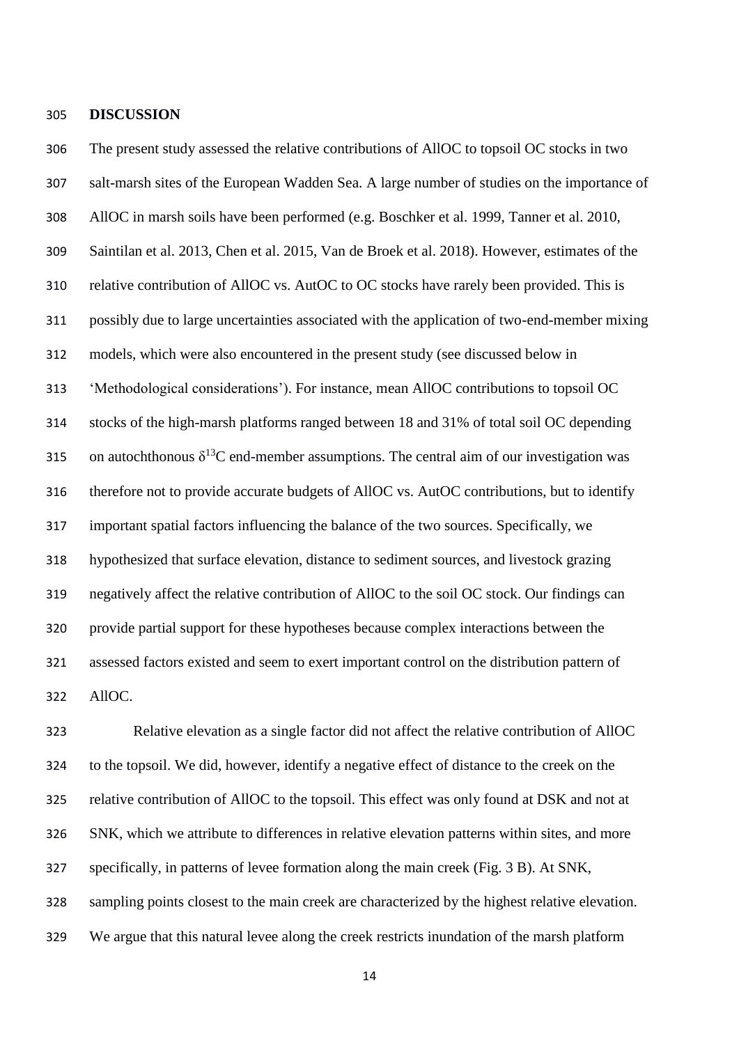## DISCUSSION

The present study assessed the relative contributions of AllOC to topsoil OC stocks in two salt-marsh sites of the European Wadden Sea. A large number of studies on the importance of AllOC in marsh soils have been performed (e.g. Boschker et al. 1999, Tanner et al. 2010, Saintilan et al. 2013, Chen et al. 2015, Van de Broek et al. 2018). However, estimates of the relative contribution of AllOC vs. AutOC to OC stocks have rarely been provided. This is possibly due to large uncertainties associated with the application of two-end-member mixing models, which were also encountered in the present study (see discussed below in 'Methodological considerations'). For instance, mean AllOC contributions to topsoil OC stocks of the high-marsh platforms ranged between 18 and 31% of total soil OC depending on autochthonous $\delta^{13}C$ end-member assumptions. The central aim of our investigation was therefore not to provide accurate budgets of AllOC vs. AutOC contributions, but to identify important spatial factors influencing the balance of the two sources. Specifically, we hypothesized that surface elevation, distance to sediment sources, and livestock grazing negatively affect the relative contribution of AllOC to the soil OC stock. Our findings can provide partial support for these hypotheses because complex interactions between the assessed factors existed and seem to exert important control on the distribution pattern of AllOC.

Relative elevation as a single factor did not affect the relative contribution of AllOC to the topsoil. We did, however, identify a negative effect of distance to the creek on the relative contribution of AllOC to the topsoil. This effect was only found at DSK and not at SNK, which we attribute to differences in relative elevation patterns within sites, and more specifically, in patterns of levee formation along the main creek (Fig. 3 B). At SNK, sampling points closest to the main creek are characterized by the highest relative elevation. We argue that this natural levee along the creek restricts inundation of the marsh platform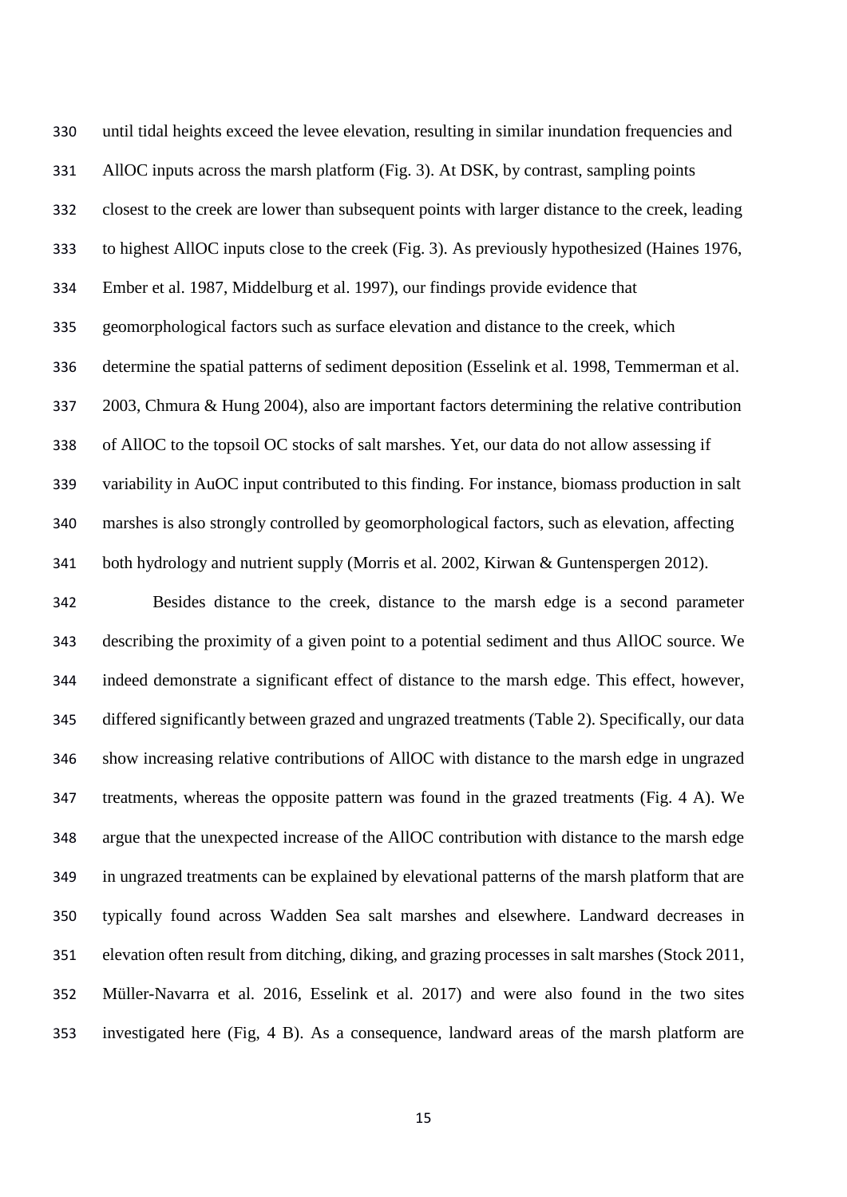until tidal heights exceed the levee elevation, resulting in similar inundation frequencies and AllOC inputs across the marsh platform (Fig. 3). At DSK, by contrast, sampling points closest to the creek are lower than subsequent points with larger distance to the creek, leading to highest AllOC inputs close to the creek (Fig. 3). As previously hypothesized (Haines 1976, Ember et al. 1987, Middelburg et al. 1997), our findings provide evidence that geomorphological factors such as surface elevation and distance to the creek, which determine the spatial patterns of sediment deposition (Esselink et al. 1998, Temmerman et al. 2003, Chmura & Hung 2004), also are important factors determining the relative contribution of AllOC to the topsoil OC stocks of salt marshes. Yet, our data do not allow assessing if variability in AuOC input contributed to this finding. For instance, biomass production in salt marshes is also strongly controlled by geomorphological factors, such as elevation, affecting both hydrology and nutrient supply (Morris et al. 2002, Kirwan & Guntenspergen 2012).

Besides distance to the creek, distance to the marsh edge is a second parameter describing the proximity of a given point to a potential sediment and thus AllOC source. We indeed demonstrate a significant effect of distance to the marsh edge. This effect, however, differed significantly between grazed and ungrazed treatments (Table 2). Specifically, our data show increasing relative contributions of AllOC with distance to the marsh edge in ungrazed treatments, whereas the opposite pattern was found in the grazed treatments (Fig. 4 A). We argue that the unexpected increase of the AllOC contribution with distance to the marsh edge in ungrazed treatments can be explained by elevational patterns of the marsh platform that are typically found across Wadden Sea salt marshes and elsewhere. Landward decreases in elevation often result from ditching, diking, and grazing processes in salt marshes (Stock 2011, Müller-Navarra et al. 2016, Esselink et al. 2017) and were also found in the two sites investigated here (Fig, 4 B). As a consequence, landward areas of the marsh platform are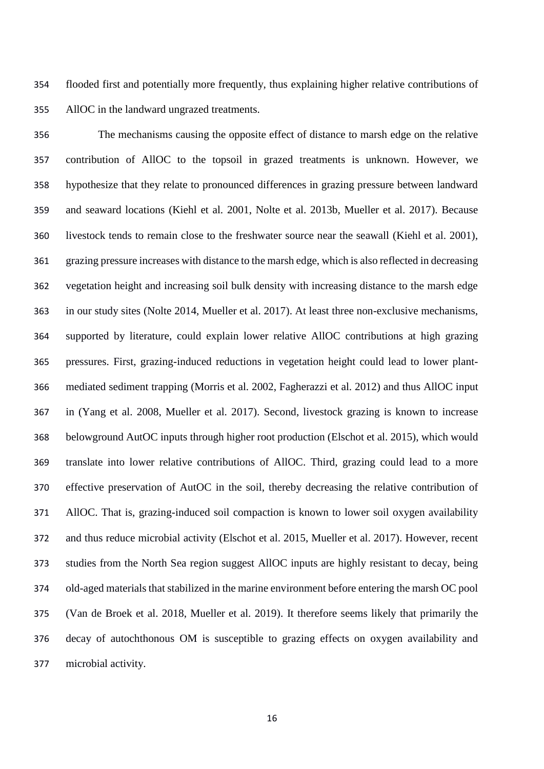flooded first and potentially more frequently, thus explaining higher relative contributions of AllOC in the landward ungrazed treatments.

The mechanisms causing the opposite effect of distance to marsh edge on the relative contribution of AllOC to the topsoil in grazed treatments is unknown. However, we hypothesize that they relate to pronounced differences in grazing pressure between landward and seaward locations (Kiehl et al. 2001, Nolte et al. 2013b, Mueller et al. 2017). Because livestock tends to remain close to the freshwater source near the seawall (Kiehl et al. 2001), grazing pressure increases with distance to the marsh edge, which is also reflected in decreasing vegetation height and increasing soil bulk density with increasing distance to the marsh edge in our study sites (Nolte 2014, Mueller et al. 2017). At least three non-exclusive mechanisms, supported by literature, could explain lower relative AllOC contributions at high grazing pressures. First, grazing-induced reductions in vegetation height could lead to lower plant-mediated sediment trapping (Morris et al. 2002, Fagherazzi et al. 2012) and thus AllOC input in (Yang et al. 2008, Mueller et al. 2017). Second, livestock grazing is known to increase belowground AutOC inputs through higher root production (Elschot et al. 2015), which would translate into lower relative contributions of AllOC. Third, grazing could lead to a more effective preservation of AutOC in the soil, thereby decreasing the relative contribution of AllOC. That is, grazing-induced soil compaction is known to lower soil oxygen availability and thus reduce microbial activity (Elschot et al. 2015, Mueller et al. 2017). However, recent studies from the North Sea region suggest AllOC inputs are highly resistant to decay, being old-aged materials that stabilized in the marine environment before entering the marsh OC pool (Van de Broek et al. 2018, Mueller et al. 2019). It therefore seems likely that primarily the decay of autochthonous OM is susceptible to grazing effects on oxygen availability and microbial activity.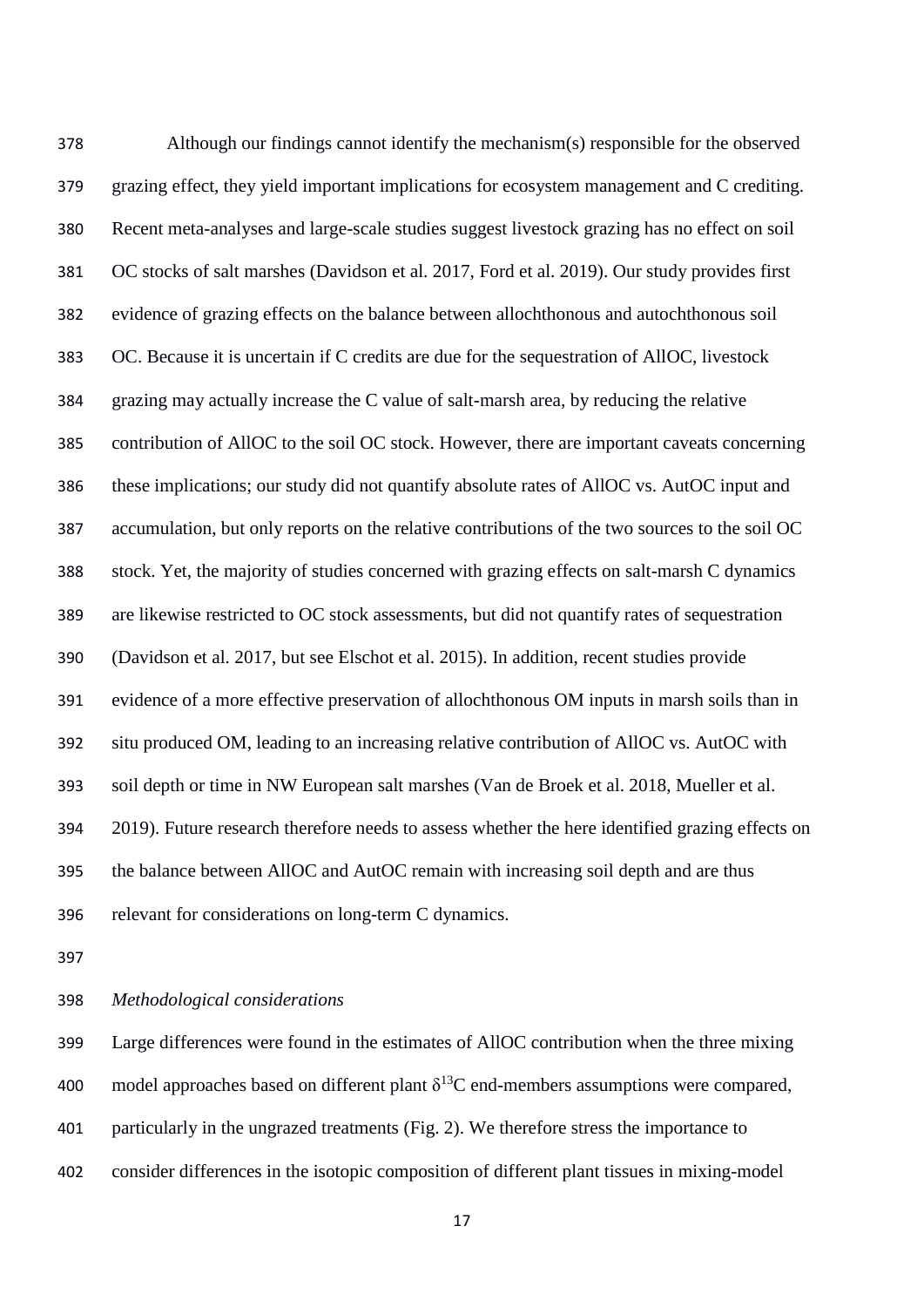Although our findings cannot identify the mechanism(s) responsible for the observed grazing effect, they yield important implications for ecosystem management and C crediting. Recent meta-analyses and large-scale studies suggest livestock grazing has no effect on soil OC stocks of salt marshes (Davidson et al. 2017, Ford et al. 2019). Our study provides first evidence of grazing effects on the balance between allochthonous and autochthonous soil OC. Because it is uncertain if C credits are due for the sequestration of AllOC, livestock grazing may actually increase the C value of salt-marsh area, by reducing the relative contribution of AllOC to the soil OC stock. However, there are important caveats concerning these implications; our study did not quantify absolute rates of AllOC vs. AutOC input and accumulation, but only reports on the relative contributions of the two sources to the soil OC stock. Yet, the majority of studies concerned with grazing effects on salt-marsh C dynamics are likewise restricted to OC stock assessments, but did not quantify rates of sequestration (Davidson et al. 2017, but see Elschot et al. 2015). In addition, recent studies provide evidence of a more effective preservation of allochthonous OM inputs in marsh soils than in situ produced OM, leading to an increasing relative contribution of AllOC vs. AutOC with soil depth or time in NW European salt marshes (Van de Broek et al. 2018, Mueller et al. 2019). Future research therefore needs to assess whether the here identified grazing effects on the balance between AllOC and AutOC remain with increasing soil depth and are thus relevant for considerations on long-term C dynamics.

*Methodological considerations*

Large differences were found in the estimates of AllOC contribution when the three mixing model approaches based on different plant $\delta^{13}C$ end-members assumptions were compared, particularly in the ungrazed treatments (Fig. 2). We therefore stress the importance to consider differences in the isotopic composition of different plant tissues in mixing-model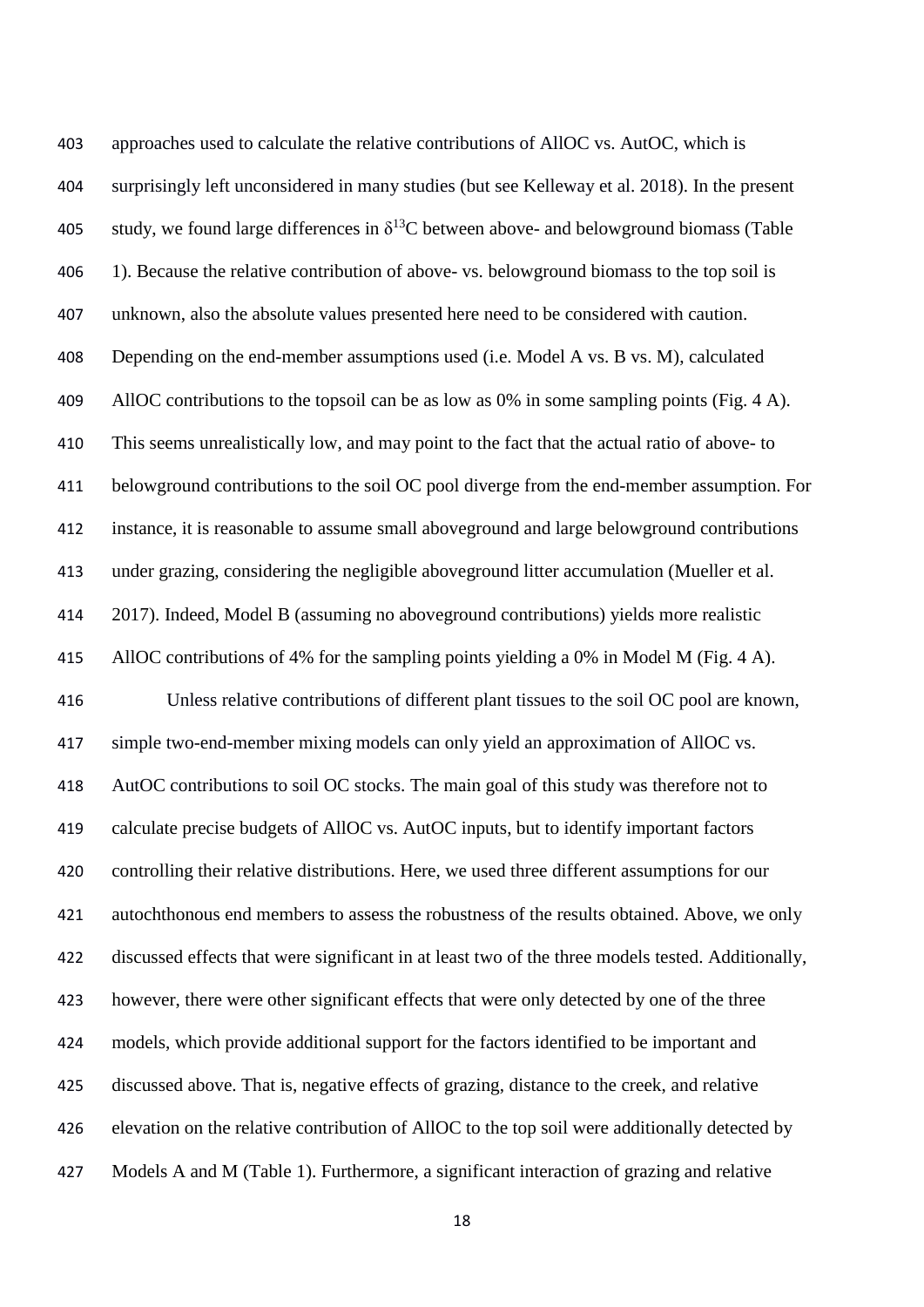approaches used to calculate the relative contributions of AllOC vs. AutOC, which is surprisingly left unconsidered in many studies (but see Kelleway et al. 2018). In the present study, we found large differences in $\delta^{13}C$ between above- and belowground biomass (Table 1). Because the relative contribution of above- vs. belowground biomass to the top soil is unknown, also the absolute values presented here need to be considered with caution. Depending on the end-member assumptions used (i.e. Model A vs. B vs. M), calculated AllOC contributions to the topsoil can be as low as 0% in some sampling points (Fig. 4 A). This seems unrealistically low, and may point to the fact that the actual ratio of above- to belowground contributions to the soil OC pool diverge from the end-member assumption. For instance, it is reasonable to assume small aboveground and large belowground contributions under grazing, considering the negligible aboveground litter accumulation (Mueller et al. 2017). Indeed, Model B (assuming no aboveground contributions) yields more realistic AllOC contributions of 4% for the sampling points yielding a 0% in Model M (Fig. 4 A).

Unless relative contributions of different plant tissues to the soil OC pool are known, simple two-end-member mixing models can only yield an approximation of AllOC vs. AutOC contributions to soil OC stocks. The main goal of this study was therefore not to calculate precise budgets of AllOC vs. AutOC inputs, but to identify important factors controlling their relative distributions. Here, we used three different assumptions for our autochthonous end members to assess the robustness of the results obtained. Above, we only discussed effects that were significant in at least two of the three models tested. Additionally, however, there were other significant effects that were only detected by one of the three models, which provide additional support for the factors identified to be important and discussed above. That is, negative effects of grazing, distance to the creek, and relative elevation on the relative contribution of AllOC to the top soil were additionally detected by Models A and M (Table 1). Furthermore, a significant interaction of grazing and relative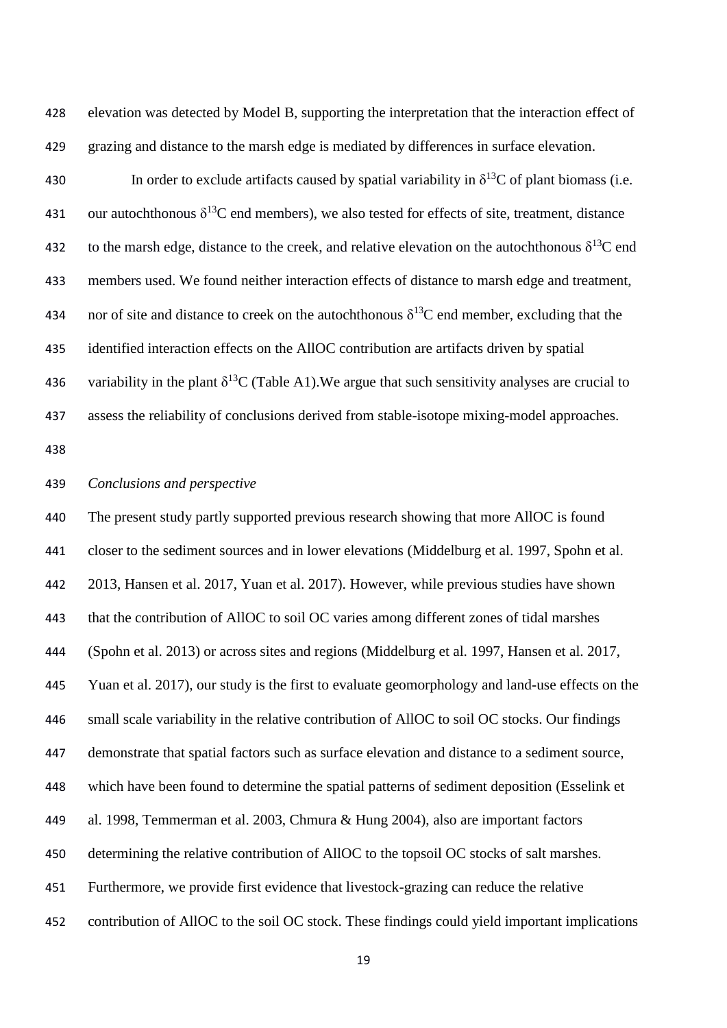elevation was detected by Model B, supporting the interpretation that the interaction effect of grazing and distance to the marsh edge is mediated by differences in surface elevation.

In order to exclude artifacts caused by spatial variability in $\delta^{13}C$ of plant biomass (i.e. our autochthonous $\delta^{13}C$ end members), we also tested for effects of site, treatment, distance to the marsh edge, distance to the creek, and relative elevation on the autochthonous $\delta^{13}C$ end members used. We found neither interaction effects of distance to marsh edge and treatment, nor of site and distance to creek on the autochthonous $\delta^{13}C$ end member, excluding that the identified interaction effects on the AllOC contribution are artifacts driven by spatial variability in the plant $\delta^{13}C$ (Table A1).We argue that such sensitivity analyses are crucial to assess the reliability of conclusions derived from stable-isotope mixing-model approaches.

*Conclusions and perspective*

The present study partly supported previous research showing that more AllOC is found closer to the sediment sources and in lower elevations (Middelburg et al. 1997, Spohn et al. 2013, Hansen et al. 2017, Yuan et al. 2017). However, while previous studies have shown that the contribution of AllOC to soil OC varies among different zones of tidal marshes (Spohn et al. 2013) or across sites and regions (Middelburg et al. 1997, Hansen et al. 2017, Yuan et al. 2017), our study is the first to evaluate geomorphology and land-use effects on the small scale variability in the relative contribution of AllOC to soil OC stocks. Our findings demonstrate that spatial factors such as surface elevation and distance to a sediment source, which have been found to determine the spatial patterns of sediment deposition (Esselink et al. 1998, Temmerman et al. 2003, Chmura & Hung 2004), also are important factors determining the relative contribution of AllOC to the topsoil OC stocks of salt marshes. Furthermore, we provide first evidence that livestock-grazing can reduce the relative contribution of AllOC to the soil OC stock. These findings could yield important implications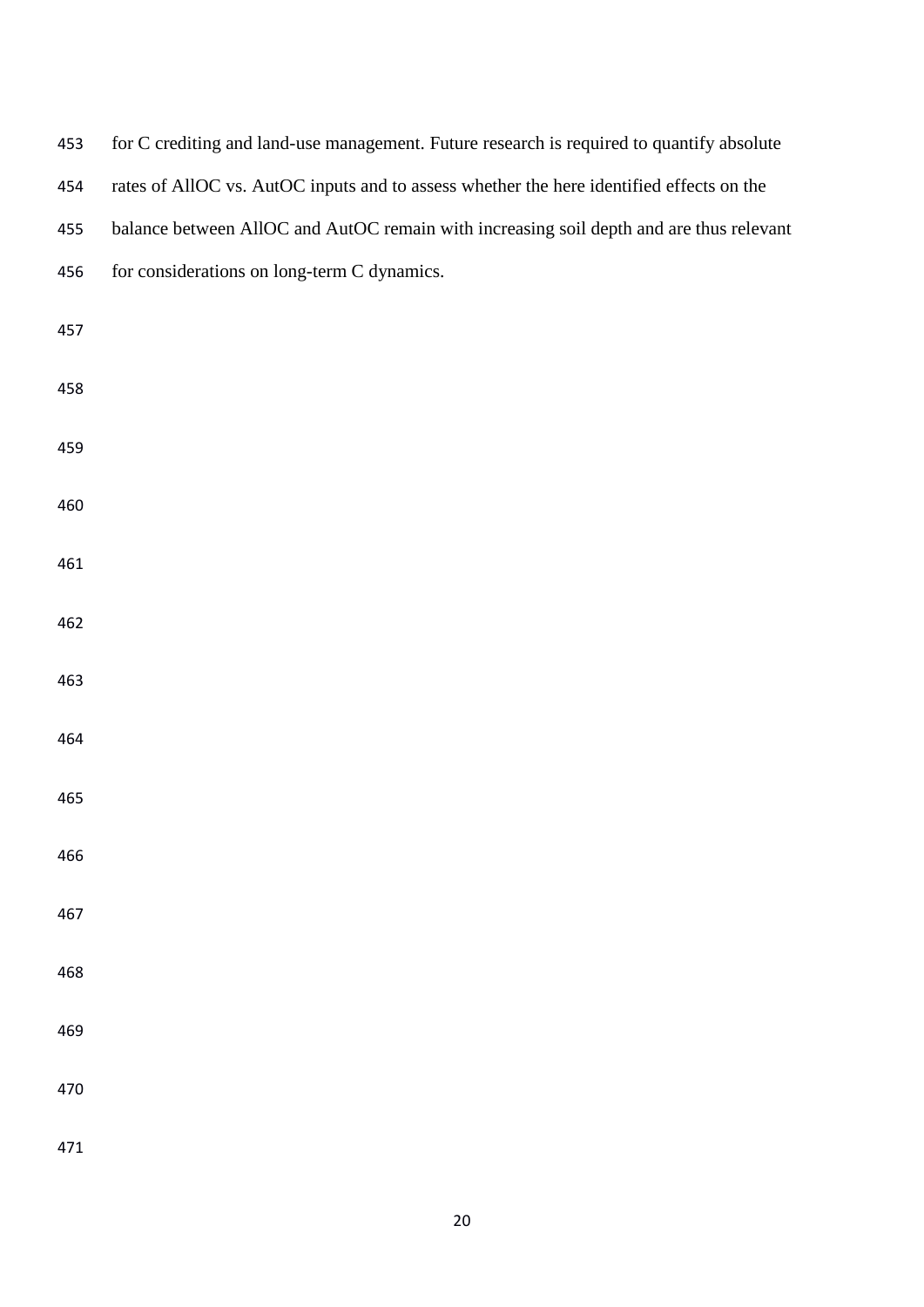for C crediting and land-use management. Future research is required to quantify absolute rates of AllOC vs. AutOC inputs and to assess whether the here identified effects on the balance between AllOC and AutOC remain with increasing soil depth and are thus relevant for considerations on long-term C dynamics.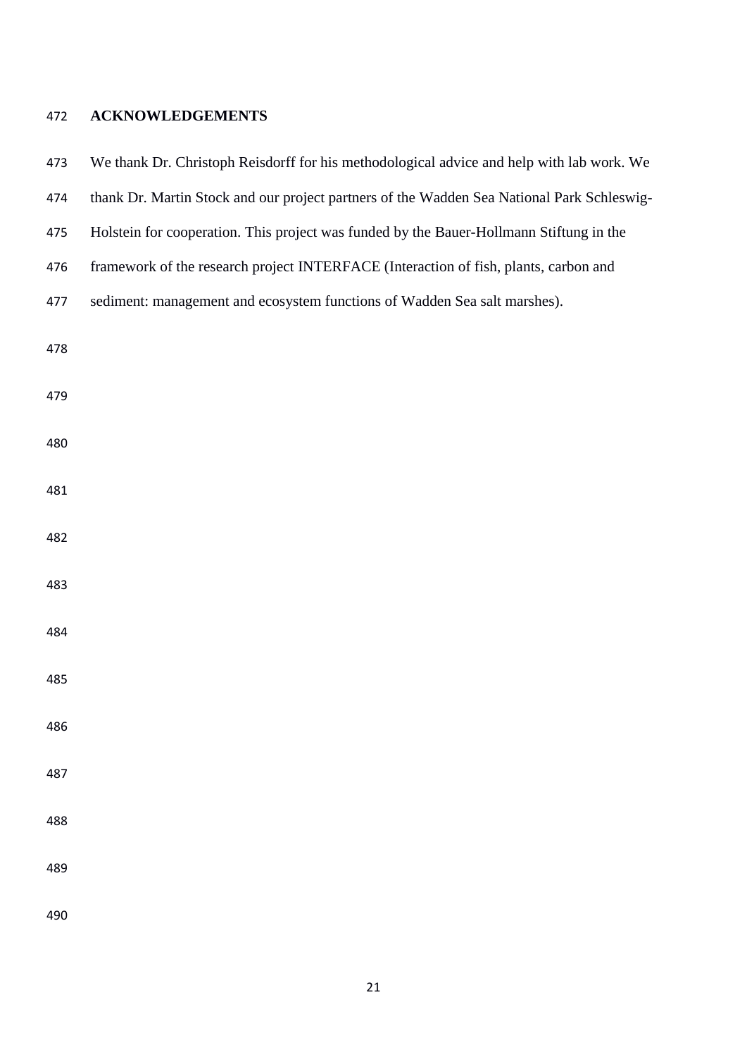## ACKNOWLEDGEMENTS

We thank Dr. Christoph Reisdorff for his methodological advice and help with lab work. We thank Dr. Martin Stock and our project partners of the Wadden Sea National Park Schleswig-Holstein for cooperation. This project was funded by the Bauer-Hollmann Stiftung in the framework of the research project INTERFACE (Interaction of fish, plants, carbon and sediment: management and ecosystem functions of Wadden Sea salt marshes).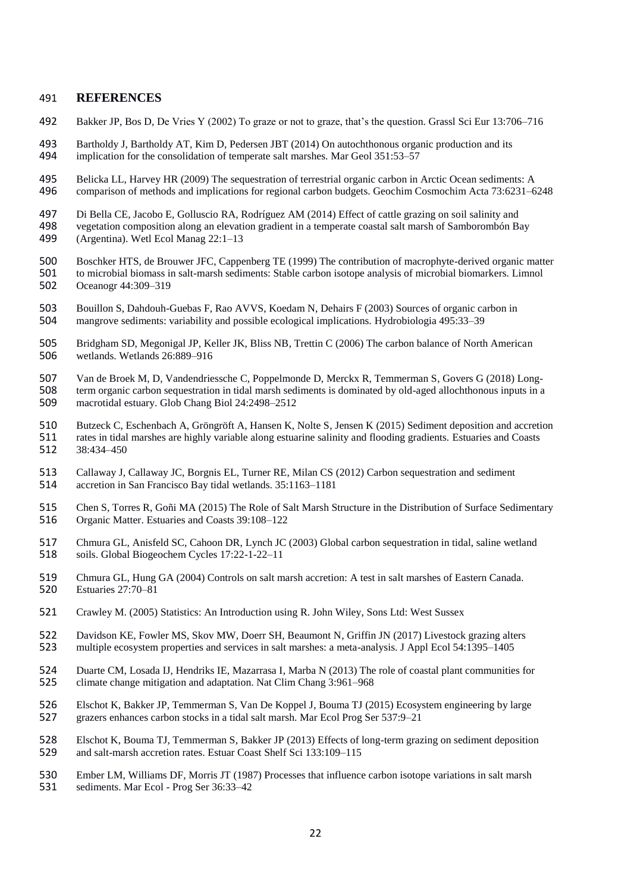## REFERENCES

Bakker JP, Bos D, De Vries Y (2002) To graze or not to graze, that's the question. Grassl Sci Eur 13:706–716

Bartholdy J, Bartholdy AT, Kim D, Pedersen JBT (2014) On autochthonous organic production and its implication for the consolidation of temperate salt marshes. Mar Geol 351:53–57

Belicka LL, Harvey HR (2009) The sequestration of terrestrial organic carbon in Arctic Ocean sediments: A comparison of methods and implications for regional carbon budgets. Geochim Cosmochim Acta 73:6231–6248

Di Bella CE, Jacobo E, Golluscio RA, Rodríguez AM (2014) Effect of cattle grazing on soil salinity and vegetation composition along an elevation gradient in a temperate coastal salt marsh of Samborombón Bay (Argentina). Wetl Ecol Manag 22:1–13

Boschker HTS, de Brouwer JFC, Cappenberg TE (1999) The contribution of macrophyte-derived organic matter to microbial biomass in salt-marsh sediments: Stable carbon isotope analysis of microbial biomarkers. Limnol Oceanogr 44:309–319

Bouillon S, Dahdouh-Guebas F, Rao AVVS, Koedam N, Dehairs F (2003) Sources of organic carbon in mangrove sediments: variability and possible ecological implications. Hydrobiologia 495:33–39

Bridgham SD, Megonigal JP, Keller JK, Bliss NB, Trettin C (2006) The carbon balance of North American wetlands. Wetlands 26:889–916

Van de Broek M, D, Vandendriessche C, Poppelmonde D, Merckx R, Temmerman S, Govers G (2018) Long-term organic carbon sequestration in tidal marsh sediments is dominated by old-aged allochthonous inputs in a macrotidal estuary. Glob Chang Biol 24:2498–2512

Butzeck C, Eschenbach A, Gröngröft A, Hansen K, Nolte S, Jensen K (2015) Sediment deposition and accretion rates in tidal marshes are highly variable along estuarine salinity and flooding gradients. Estuaries and Coasts 38:434–450

Callaway J, Callaway JC, Borgnis EL, Turner RE, Milan CS (2012) Carbon sequestration and sediment accretion in San Francisco Bay tidal wetlands. 35:1163–1181

Chen S, Torres R, Goñi MA (2015) The Role of Salt Marsh Structure in the Distribution of Surface Sedimentary Organic Matter. Estuaries and Coasts 39:108–122

Chmura GL, Anisfeld SC, Cahoon DR, Lynch JC (2003) Global carbon sequestration in tidal, saline wetland soils. Global Biogeochem Cycles 17:22-1-22–11

Chmura GL, Hung GA (2004) Controls on salt marsh accretion: A test in salt marshes of Eastern Canada. Estuaries 27:70–81

Crawley M. (2005) Statistics: An Introduction using R. John Wiley, Sons Ltd: West Sussex

Davidson KE, Fowler MS, Skov MW, Doerr SH, Beaumont N, Griffin JN (2017) Livestock grazing alters multiple ecosystem properties and services in salt marshes: a meta-analysis. J Appl Ecol 54:1395–1405

Duarte CM, Losada IJ, Hendriks IE, Mazarrasa I, Marba N (2013) The role of coastal plant communities for climate change mitigation and adaptation. Nat Clim Chang 3:961–968

Elschot K, Bakker JP, Temmerman S, Van De Koppel J, Bouma TJ (2015) Ecosystem engineering by large grazers enhances carbon stocks in a tidal salt marsh. Mar Ecol Prog Ser 537:9–21

Elschot K, Bouma TJ, Temmerman S, Bakker JP (2013) Effects of long-term grazing on sediment deposition and salt-marsh accretion rates. Estuar Coast Shelf Sci 133:109–115

Ember LM, Williams DF, Morris JT (1987) Processes that influence carbon isotope variations in salt marsh sediments. Mar Ecol - Prog Ser 36:33–42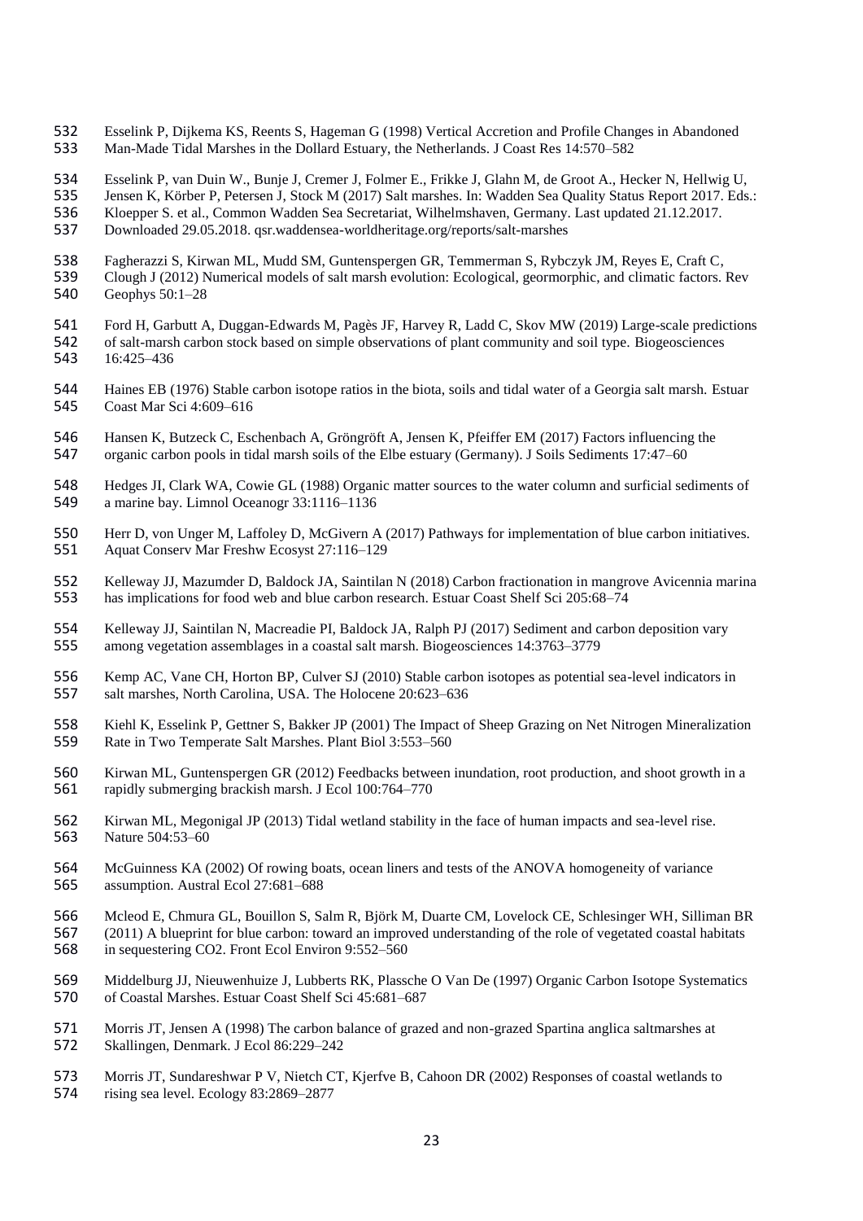Esselink P, Dijkema KS, Reents S, Hageman G (1998) Vertical Accretion and Profile Changes in Abandoned Man-Made Tidal Marshes in the Dollard Estuary, the Netherlands. J Coast Res 14:570–582

Esselink P, van Duin W., Bunje J, Cremer J, Folmer E., Frikke J, Glahn M, de Groot A., Hecker N, Hellwig U, Jensen K, Körber P, Petersen J, Stock M (2017) Salt marshes. In: Wadden Sea Quality Status Report 2017. Eds.: Kloepper S. et al., Common Wadden Sea Secretariat, Wilhelmshaven, Germany. Last updated 21.12.2017. Downloaded 29.05.2018. qsr.waddensea-worldheritage.org/reports/salt-marshes

Fagherazzi S, Kirwan ML, Mudd SM, Guntenspergen GR, Temmerman S, Rybczyk JM, Reyes E, Craft C, Clough J (2012) Numerical models of salt marsh evolution: Ecological, geormorphic, and climatic factors. Rev Geophys 50:1–28

Ford H, Garbutt A, Duggan-Edwards M, Pagès JF, Harvey R, Ladd C, Skov MW (2019) Large-scale predictions of salt-marsh carbon stock based on simple observations of plant community and soil type. Biogeosciences 16:425–436

Haines EB (1976) Stable carbon isotope ratios in the biota, soils and tidal water of a Georgia salt marsh. Estuar Coast Mar Sci 4:609–616

Hansen K, Butzeck C, Eschenbach A, Gröngröft A, Jensen K, Pfeiffer EM (2017) Factors influencing the organic carbon pools in tidal marsh soils of the Elbe estuary (Germany). J Soils Sediments 17:47–60

Hedges JI, Clark WA, Cowie GL (1988) Organic matter sources to the water column and surficial sediments of a marine bay. Limnol Oceanogr 33:1116–1136

Herr D, von Unger M, Laffoley D, McGivern A (2017) Pathways for implementation of blue carbon initiatives. Aquat Conserv Mar Freshw Ecosyst 27:116–129

Kelleway JJ, Mazumder D, Baldock JA, Saintilan N (2018) Carbon fractionation in mangrove Avicennia marina has implications for food web and blue carbon research. Estuar Coast Shelf Sci 205:68–74

Kelleway JJ, Saintilan N, Macreadie PI, Baldock JA, Ralph PJ (2017) Sediment and carbon deposition vary among vegetation assemblages in a coastal salt marsh. Biogeosciences 14:3763–3779

Kemp AC, Vane CH, Horton BP, Culver SJ (2010) Stable carbon isotopes as potential sea-level indicators in salt marshes, North Carolina, USA. The Holocene 20:623–636

Kiehl K, Esselink P, Gettner S, Bakker JP (2001) The Impact of Sheep Grazing on Net Nitrogen Mineralization Rate in Two Temperate Salt Marshes. Plant Biol 3:553–560

Kirwan ML, Guntenspergen GR (2012) Feedbacks between inundation, root production, and shoot growth in a rapidly submerging brackish marsh. J Ecol 100:764–770

Kirwan ML, Megonigal JP (2013) Tidal wetland stability in the face of human impacts and sea-level rise. Nature 504:53–60

McGuinness KA (2002) Of rowing boats, ocean liners and tests of the ANOVA homogeneity of variance assumption. Austral Ecol 27:681–688

Mcleod E, Chmura GL, Bouillon S, Salm R, Björk M, Duarte CM, Lovelock CE, Schlesinger WH, Silliman BR (2011) A blueprint for blue carbon: toward an improved understanding of the role of vegetated coastal habitats in sequestering CO2. Front Ecol Environ 9:552–560

Middelburg JJ, Nieuwenhuize J, Lubberts RK, Plassche O Van De (1997) Organic Carbon Isotope Systematics of Coastal Marshes. Estuar Coast Shelf Sci 45:681–687

Morris JT, Jensen A (1998) The carbon balance of grazed and non-grazed Spartina anglica saltmarshes at Skallingen, Denmark. J Ecol 86:229–242

Morris JT, Sundareshwar P V, Nietch CT, Kjerfve B, Cahoon DR (2002) Responses of coastal wetlands to rising sea level. Ecology 83:2869–2877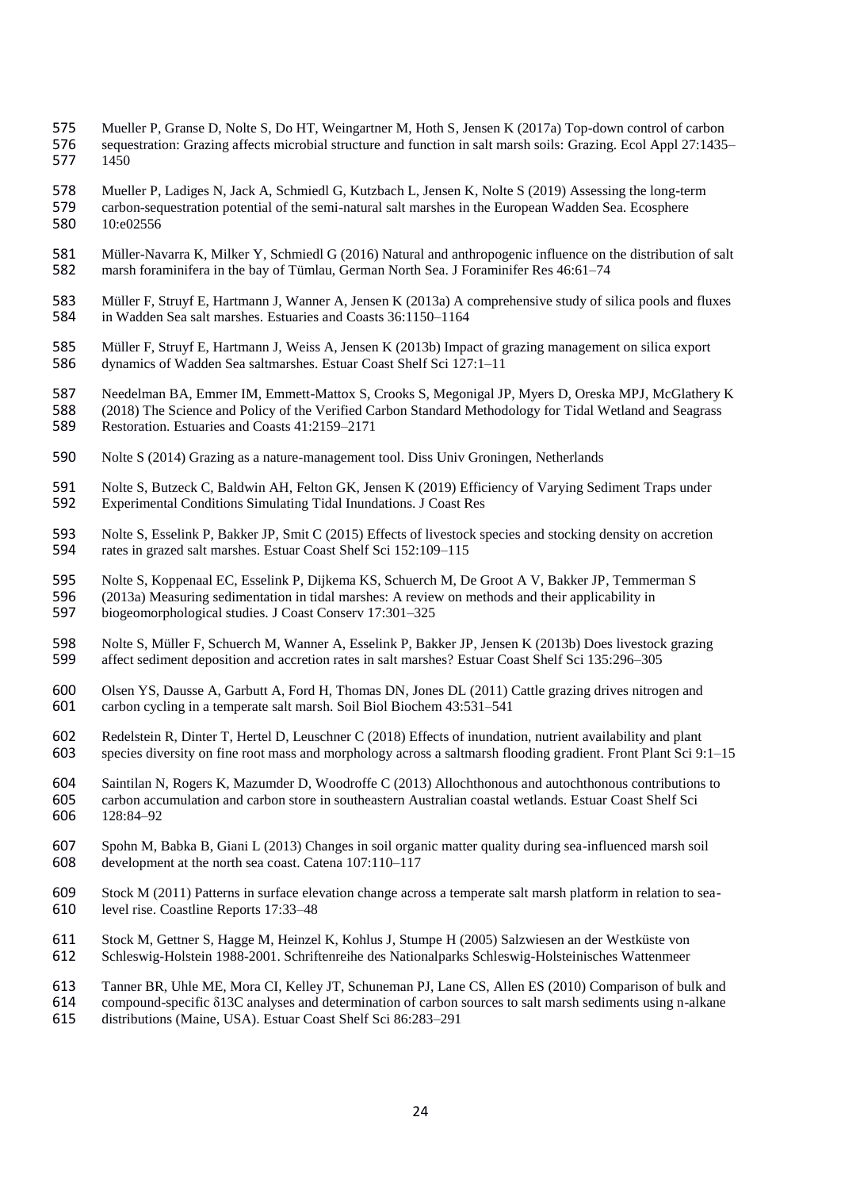Mueller P, Granse D, Nolte S, Do HT, Weingartner M, Hoth S, Jensen K (2017a) Top-down control of carbon sequestration: Grazing affects microbial structure and function in salt marsh soils: Grazing. Ecol Appl 27:1435–1450

Mueller P, Ladiges N, Jack A, Schmiedl G, Kutzbach L, Jensen K, Nolte S (2019) Assessing the long-term carbon-sequestration potential of the semi-natural salt marshes in the European Wadden Sea. Ecosphere 10:e02556

Müller-Navarra K, Milker Y, Schmiedl G (2016) Natural and anthropogenic influence on the distribution of salt marsh foraminifera in the bay of Tümlau, German North Sea. J Foraminifer Res 46:61–74

Müller F, Struyf E, Hartmann J, Wanner A, Jensen K (2013a) A comprehensive study of silica pools and fluxes in Wadden Sea salt marshes. Estuaries and Coasts 36:1150–1164

Müller F, Struyf E, Hartmann J, Weiss A, Jensen K (2013b) Impact of grazing management on silica export dynamics of Wadden Sea saltmarshes. Estuar Coast Shelf Sci 127:1–11

Needelman BA, Emmer IM, Emmett-Mattox S, Crooks S, Megonigal JP, Myers D, Oreska MPJ, McGlathery K (2018) The Science and Policy of the Verified Carbon Standard Methodology for Tidal Wetland and Seagrass Restoration. Estuaries and Coasts 41:2159–2171

Nolte S (2014) Grazing as a nature-management tool. Diss Univ Groningen, Netherlands

Nolte S, Butzeck C, Baldwin AH, Felton GK, Jensen K (2019) Efficiency of Varying Sediment Traps under Experimental Conditions Simulating Tidal Inundations. J Coast Res

Nolte S, Esselink P, Bakker JP, Smit C (2015) Effects of livestock species and stocking density on accretion rates in grazed salt marshes. Estuar Coast Shelf Sci 152:109–115

Nolte S, Koppenaal EC, Esselink P, Dijkema KS, Schuerch M, De Groot A V, Bakker JP, Temmerman S (2013a) Measuring sedimentation in tidal marshes: A review on methods and their applicability in biogeomorphological studies. J Coast Conserv 17:301–325

Nolte S, Müller F, Schuerch M, Wanner A, Esselink P, Bakker JP, Jensen K (2013b) Does livestock grazing affect sediment deposition and accretion rates in salt marshes? Estuar Coast Shelf Sci 135:296–305

Olsen YS, Dausse A, Garbutt A, Ford H, Thomas DN, Jones DL (2011) Cattle grazing drives nitrogen and carbon cycling in a temperate salt marsh. Soil Biol Biochem 43:531–541

Redelstein R, Dinter T, Hertel D, Leuschner C (2018) Effects of inundation, nutrient availability and plant species diversity on fine root mass and morphology across a saltmarsh flooding gradient. Front Plant Sci 9:1–15

Saintilan N, Rogers K, Mazumder D, Woodroffe C (2013) Allochthonous and autochthonous contributions to carbon accumulation and carbon store in southeastern Australian coastal wetlands. Estuar Coast Shelf Sci 128:84–92

Spohn M, Babka B, Giani L (2013) Changes in soil organic matter quality during sea-influenced marsh soil development at the north sea coast. Catena 107:110–117

Stock M (2011) Patterns in surface elevation change across a temperate salt marsh platform in relation to sea-level rise. Coastline Reports 17:33–48

Stock M, Gettner S, Hagge M, Heinzel K, Kohlus J, Stumpe H (2005) Salzwiesen an der Westküste von Schleswig-Holstein 1988-2001. Schriftenreihe des Nationalparks Schleswig-Holsteinisches Wattenmeer

Tanner BR, Uhle ME, Mora CI, Kelley JT, Schuneman PJ, Lane CS, Allen ES (2010) Comparison of bulk and compound-specific δ13C analyses and determination of carbon sources to salt marsh sediments using n-alkane distributions (Maine, USA). Estuar Coast Shelf Sci 86:283–291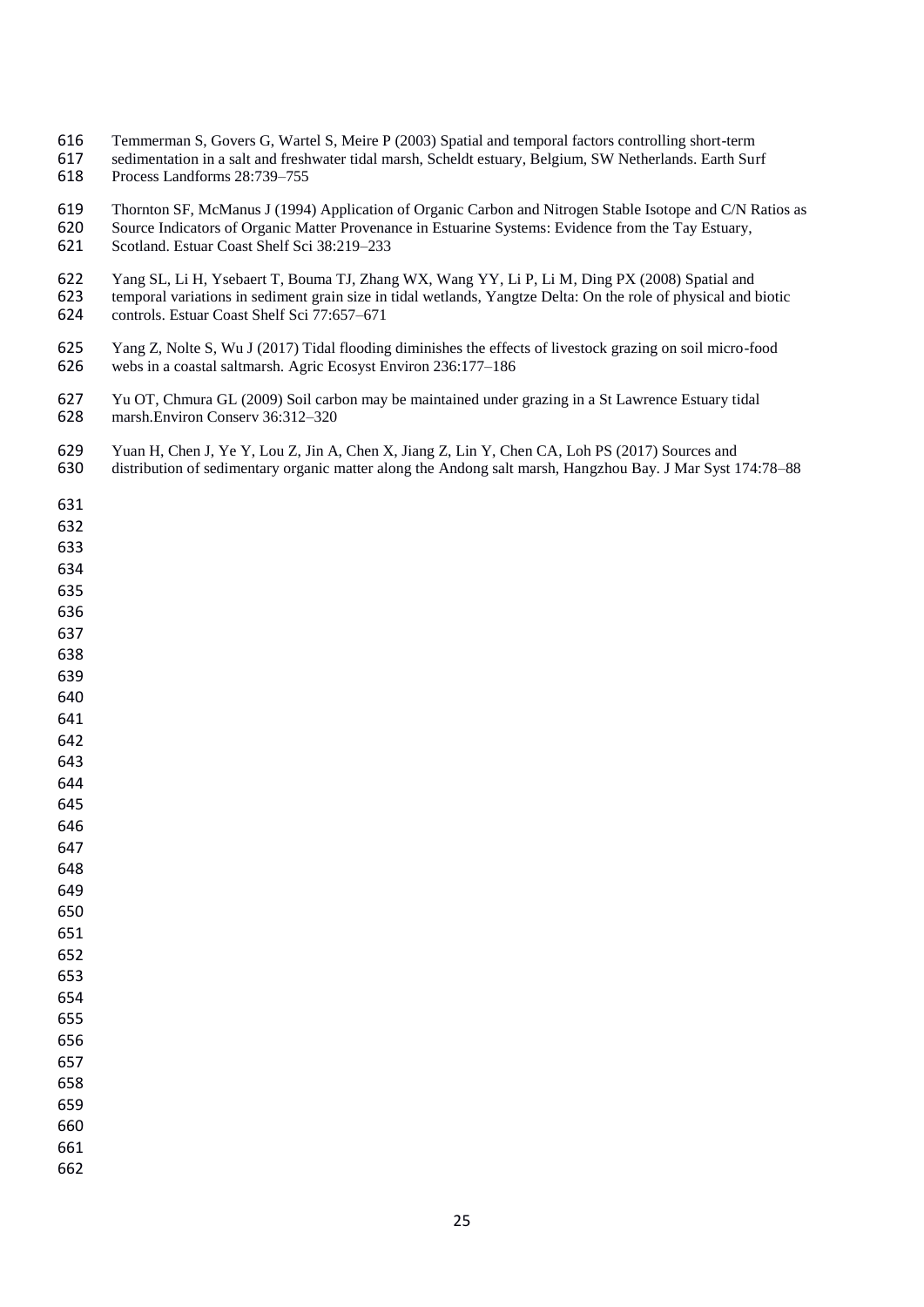Temmerman S, Govers G, Wartel S, Meire P (2003) Spatial and temporal factors controlling short-term sedimentation in a salt and freshwater tidal marsh, Scheldt estuary, Belgium, SW Netherlands. Earth Surf Process Landforms 28:739–755

Thornton SF, McManus J (1994) Application of Organic Carbon and Nitrogen Stable Isotope and C/N Ratios as Source Indicators of Organic Matter Provenance in Estuarine Systems: Evidence from the Tay Estuary, Scotland. Estuar Coast Shelf Sci 38:219–233

Yang SL, Li H, Ysebaert T, Bouma TJ, Zhang WX, Wang YY, Li P, Li M, Ding PX (2008) Spatial and temporal variations in sediment grain size in tidal wetlands, Yangtze Delta: On the role of physical and biotic controls. Estuar Coast Shelf Sci 77:657–671

Yang Z, Nolte S, Wu J (2017) Tidal flooding diminishes the effects of livestock grazing on soil micro-food webs in a coastal saltmarsh. Agric Ecosyst Environ 236:177–186

Yu OT, Chmura GL (2009) Soil carbon may be maintained under grazing in a St Lawrence Estuary tidal marsh.Environ Conserv 36:312–320

Yuan H, Chen J, Ye Y, Lou Z, Jin A, Chen X, Jiang Z, Lin Y, Chen CA, Loh PS (2017) Sources and distribution of sedimentary organic matter along the Andong salt marsh, Hangzhou Bay. J Mar Syst 174:78–88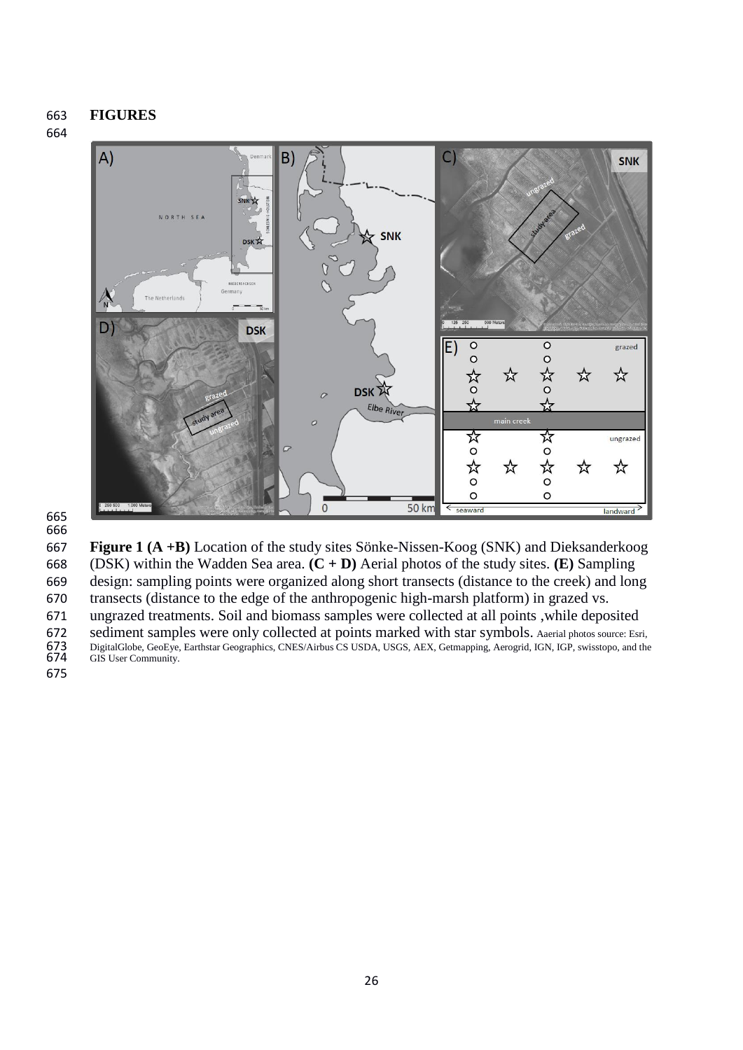**FIGURES**

**Figure 1 (A +B)** Location of the study sites Sönke-Nissen-Koog (SNK) and Dieksanderkoog (DSK) within the Wadden Sea area. **(C + D)** Aerial photos of the study sites. **(E)** Sampling design: sampling points were organized along short transects (distance to the creek) and long transects (distance to the edge of the anthropogenic high-marsh platform) in grazed vs. ungrazed treatments. Soil and biomass samples were collected at all points ,while deposited sediment samples were only collected at points marked with star symbols. Aaerial photos source: Esri, DigitalGlobe, GeoEye, Earthstar Geographics, CNES/Airbus CS USDA, USGS, AEX, Getmapping, Aerogrid, IGN, IGP, swisstopo, and the GIS User Community.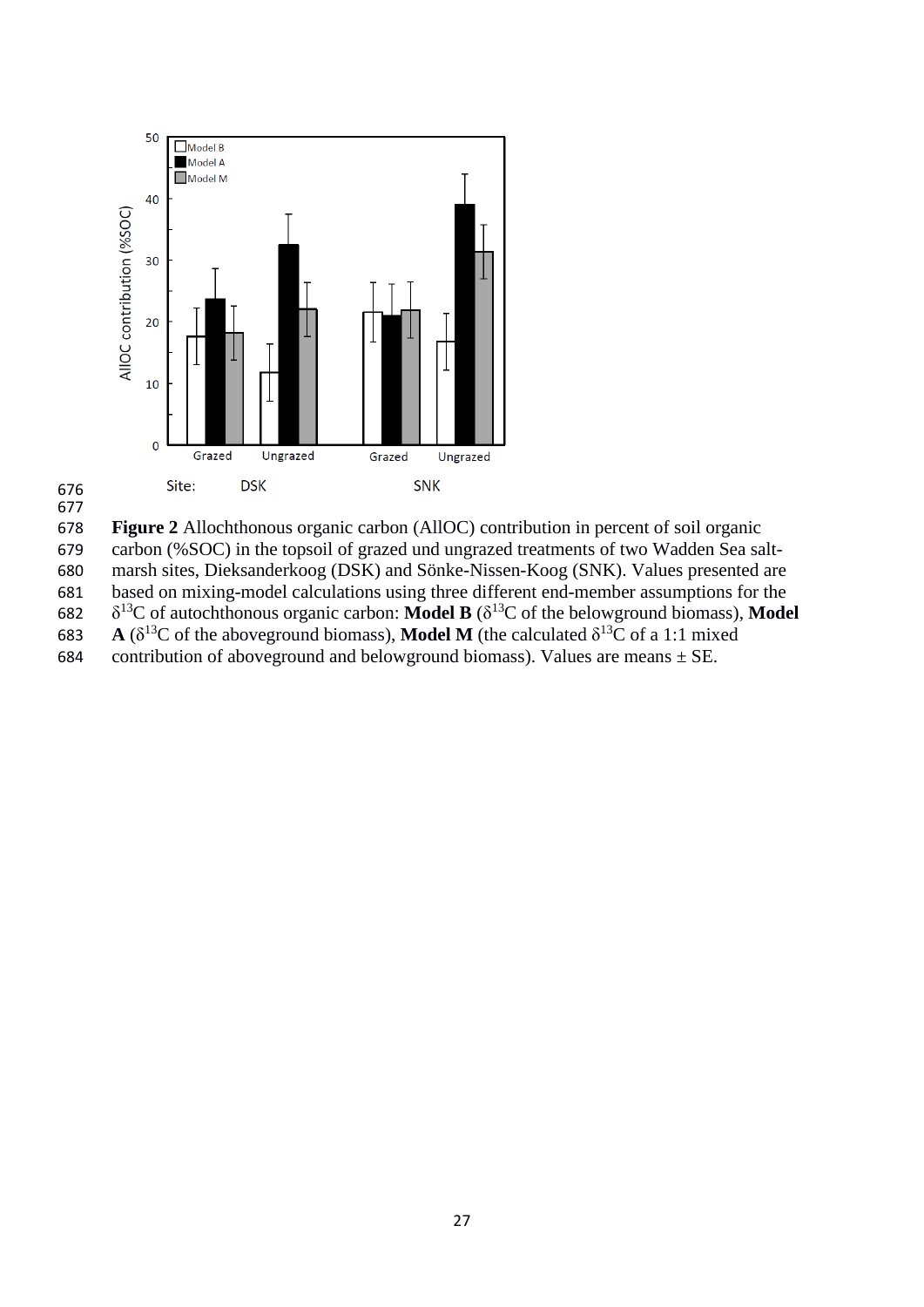**Figure 2** Allochthonous organic carbon (AllOC) contribution in percent of soil organic carbon (%SOC) in the topsoil of grazed und ungrazed treatments of two Wadden Sea salt-marsh sites, Dieksanderkoog (DSK) and Sönke-Nissen-Koog (SNK). Values presented are based on mixing-model calculations using three different end-member assumptions for the $\delta^{13}C$ of autochthonous organic carbon: **Model B** ($\delta^{13}C$ of the belowground biomass), **Model A** ($\delta^{13}C$ of the aboveground biomass), **Model M** (the calculated $\delta^{13}C$ of a 1:1 mixed contribution of aboveground and belowground biomass). Values are means ± SE.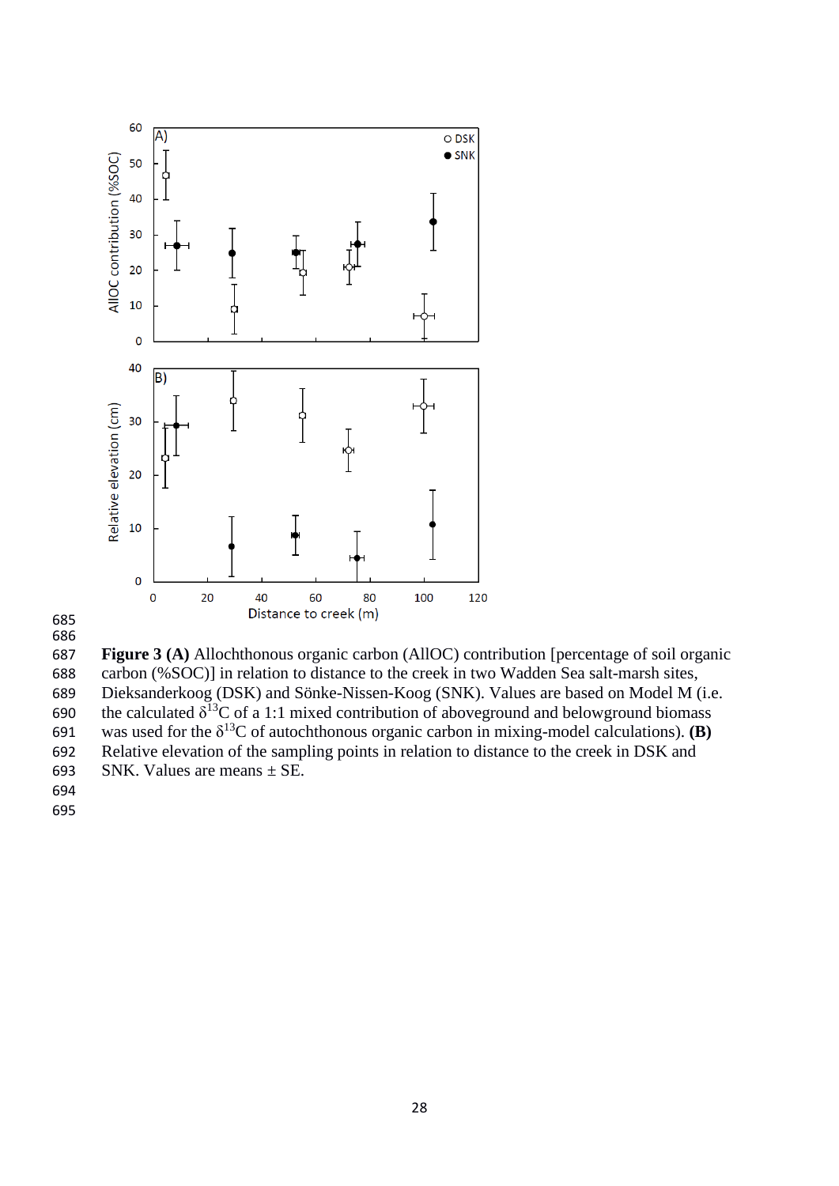**Figure 3 (A)** Allochthonous organic carbon (AllOC) contribution [percentage of soil organic carbon (%SOC)] in relation to distance to the creek in two Wadden Sea salt-marsh sites, Dieksanderkoog (DSK) and Sönke-Nissen-Koog (SNK). Values are based on Model M (i.e. the calculated $\delta^{13}C$ of a 1:1 mixed contribution of aboveground and belowground biomass was used for the $\delta^{13}C$ of autochthonous organic carbon in mixing-model calculations). **(B)** Relative elevation of the sampling points in relation to distance to the creek in DSK and SNK. Values are means ± SE.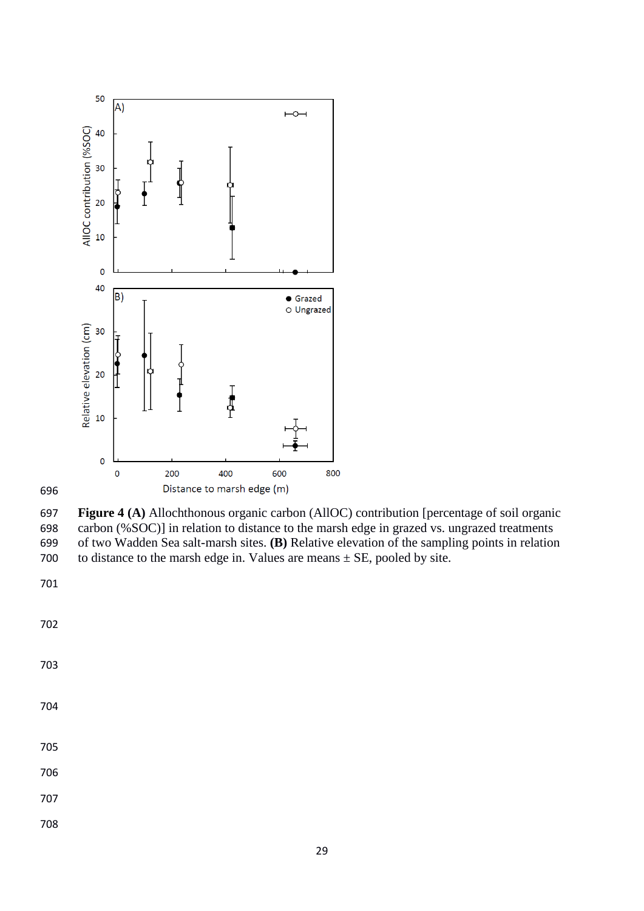**Figure 4 (A)** Allochthonous organic carbon (AllOC) contribution [percentage of soil organic carbon (%SOC)] in relation to distance to the marsh edge in grazed vs. ungrazed treatments of two Wadden Sea salt-marsh sites. **(B)** Relative elevation of the sampling points in relation to distance to the marsh edge in. Values are means ± SE, pooled by site.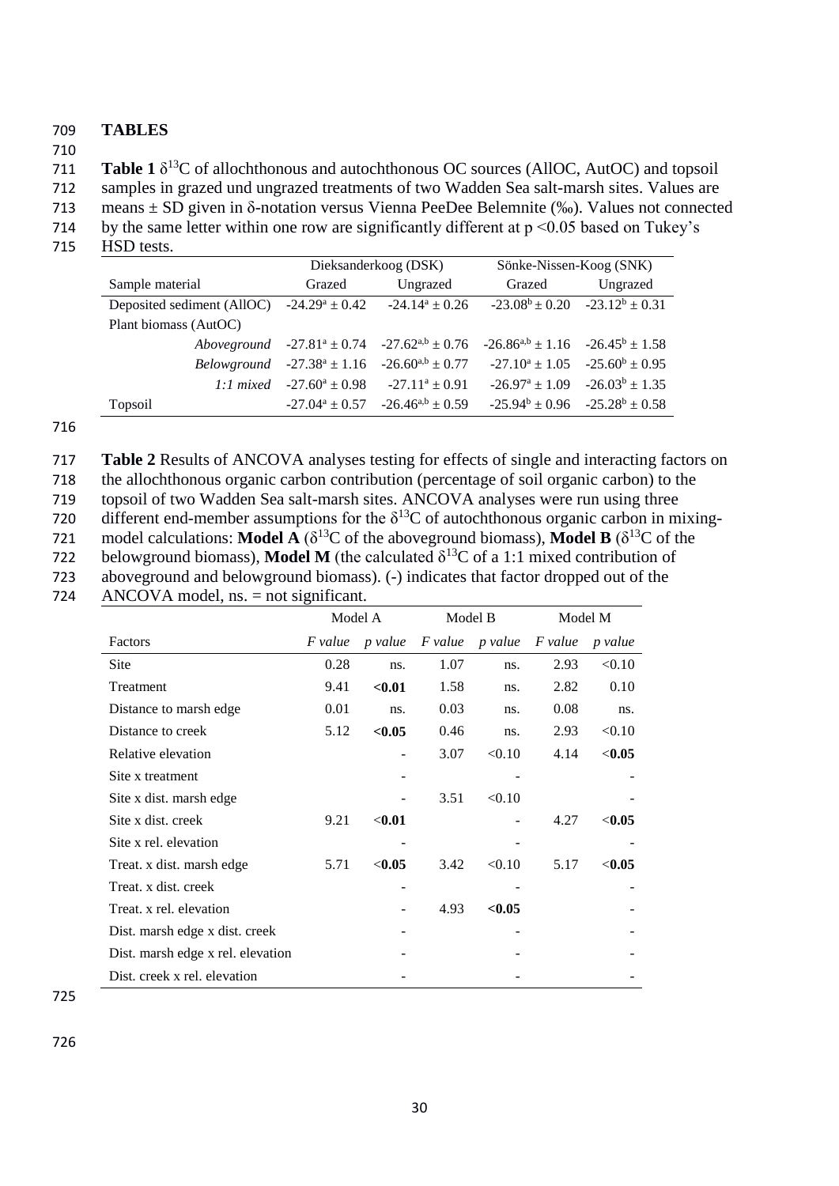# TABLES

**Table 1** $\delta^{13}C$ of allochthonous and autochthonous OC sources (AllOC, AutOC) and topsoil samples in grazed und ungrazed treatments of two Wadden Sea salt-marsh sites. Values are means ± SD given in δ-notation versus Vienna PeeDee Belemnite (‰). Values not connected by the same letter within one row are significantly different at p <0.05 based on Tukey's HSD tests.

| | Dieksanderkoog (DSK) | | Sönke-Nissen-Koog (SNK) | |
|---|---|---|---|---|
| Sample material | Grazed | Ungrazed | Grazed | Ungrazed |
| Deposited sediment (AllOC) | $-24.29^{a} \pm 0.42$ | $-24.14^{a} \pm 0.26$ | $-23.08^{b} \pm 0.20$ | $-23.12^{b} \pm 0.31$ |
| Plant biomass (AutOC) | | | | |
| *Aboveground* | $-27.81^{a} \pm 0.74$ | $-27.62^{a,b} \pm 0.76$ | $-26.86^{a,b} \pm 1.16$ | $-26.45^{b} \pm 1.58$ |
| *Belowground* | $-27.38^{a} \pm 1.16$ | $-26.60^{a,b} \pm 0.77$ | $-27.10^{a} \pm 1.05$ | $-25.60^{b} \pm 0.95$ |
| *1:1 mixed* | $-27.60^{a} \pm 0.98$ | $-27.11^{a} \pm 0.91$ | $-26.97^{a} \pm 1.09$ | $-26.03^{b} \pm 1.35$ |
| Topsoil | $-27.04^{a} \pm 0.57$ | $-26.46^{a,b} \pm 0.59$ | $-25.94^{b} \pm 0.96$ | $-25.28^{b} \pm 0.58$ |

**Table 2** Results of ANCOVA analyses testing for effects of single and interacting factors on the allochthonous organic carbon contribution (percentage of soil organic carbon) to the topsoil of two Wadden Sea salt-marsh sites. ANCOVA analyses were run using three different end-member assumptions for the $\delta^{13}C$ of autochthonous organic carbon in mixing-model calculations: **Model A** ($\delta^{13}C$ of the aboveground biomass), **Model B** ($\delta^{13}C$ of the belowground biomass), **Model M** (the calculated $\delta^{13}C$ of a 1:1 mixed contribution of aboveground and belowground biomass). (-) indicates that factor dropped out of the ANCOVA model, ns. = not significant.

| | Model A | | Model B | | Model M | |
|---|---|---|---|---|---|---|
| Factors | *F value* | *p value* | *F value* | *p value* | *F value* | *p value* |
| Site | 0.28 | ns. | 1.07 | ns. | 2.93 | <0.10 |
| Treatment | 9.41 | **<0.01** | 1.58 | ns. | 2.82 | 0.10 |
| Distance to marsh edge | 0.01 | ns. | 0.03 | ns. | 0.08 | ns. |
| Distance to creek | 5.12 | **<0.05** | 0.46 | ns. | 2.93 | <0.10 |
| Relative elevation | | - | 3.07 | <0.10 | 4.14 | **<0.05** |
| Site x treatment | | - | | - | | - |
| Site x dist. marsh edge | | - | 3.51 | <0.10 | | - |
| Site x dist. creek | 9.21 | **<0.01** | | - | 4.27 | **<0.05** |
| Site x rel. elevation | | - | | - | | - |
| Treat. x dist. marsh edge | 5.71 | **<0.05** | 3.42 | <0.10 | 5.17 | **<0.05** |
| Treat. x dist. creek | | - | | - | | - |
| Treat. x rel. elevation | | - | 4.93 | **<0.05** | | - |
| Dist. marsh edge x dist. creek | | - | | - | | - |
| Dist. marsh edge x rel. elevation | | - | | - | | - |
| Dist. creek x rel. elevation | | - | | - | | - |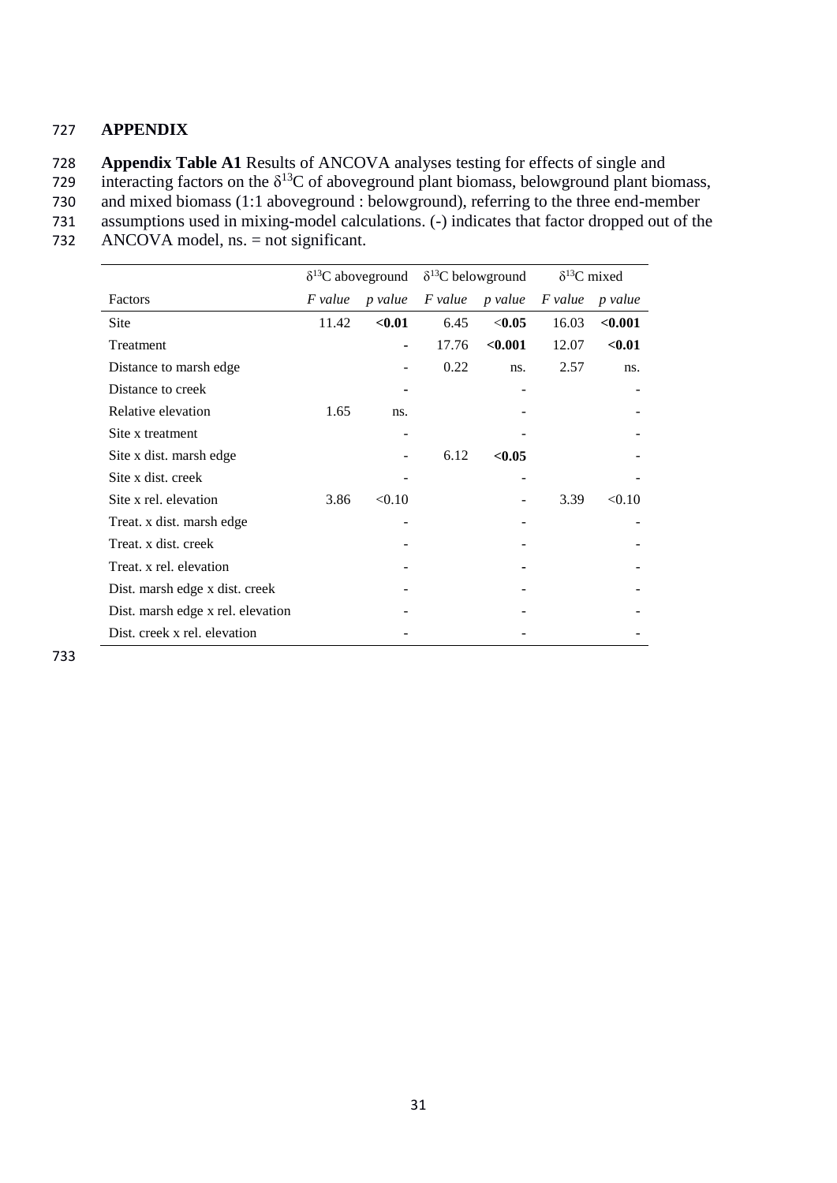# APPENDIX

**Appendix Table A1** Results of ANCOVA analyses testing for effects of single and interacting factors on the $\delta^{13}C$ of aboveground plant biomass, belowground plant biomass, and mixed biomass (1:1 aboveground : belowground), referring to the three end-member assumptions used in mixing-model calculations. (-) indicates that factor dropped out of the ANCOVA model, ns. = not significant.

| | $\delta^{13}C$ aboveground | | $\delta^{13}C$ belowground | | $\delta^{13}C$ mixed | |
|---|---|---|---|---|---|---|
| Factors | *F value* | *p value* | *F value* | *p value* | *F value* | *p value* |
| Site | 11.42 | **<0.01** | 6.45 | **<0.05** | 16.03 | **<0.001** |
| Treatment | | - | 17.76 | **<0.001** | 12.07 | **<0.01** |
| Distance to marsh edge | | - | 0.22 | ns. | 2.57 | ns. |
| Distance to creek | | - | | - | | - |
| Relative elevation | 1.65 | ns. | | - | | - |
| Site x treatment | | - | | - | | - |
| Site x dist. marsh edge | | - | 6.12 | **<0.05** | | - |
| Site x dist. creek | | - | | - | | - |
| Site x rel. elevation | 3.86 | <0.10 | | - | 3.39 | <0.10 |
| Treat. x dist. marsh edge | | - | | - | | - |
| Treat. x dist. creek | | - | | - | | - |
| Treat. x rel. elevation | | - | | - | | - |
| Dist. marsh edge x dist. creek | | - | | - | | - |
| Dist. marsh edge x rel. elevation | | - | | - | | - |
| Dist. creek x rel. elevation | | - | | - | | - |